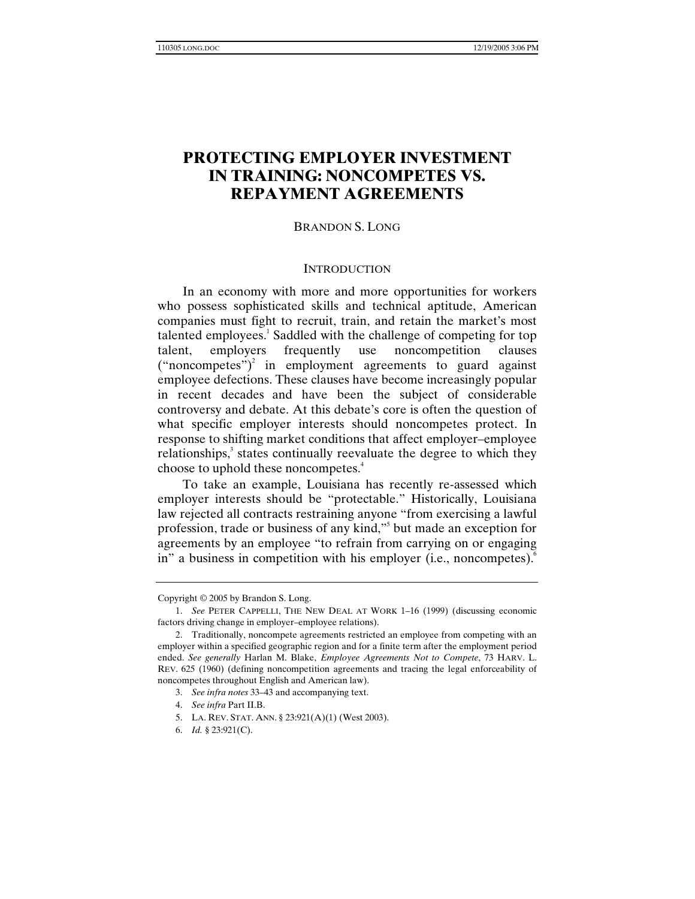# PROTECTING EMPLOYER INVESTMENT IN TRAINING: NONCOMPETES VS. REPAYMENT AGREEMENTS

BRANDON S. LONG

## INTRODUCTION

In an economy with more and more opportunities for workers who possess sophisticated skills and technical aptitude, American companies must fight to recruit, train, and retain the market's most talented employees.[1] Saddled with the challenge of competing for top talent, employers frequently use noncompetition clauses ("noncompetes")[2] in employment agreements to guard against employee defections. These clauses have become increasingly popular in recent decades and have been the subject of considerable controversy and debate. At this debate's core is often the question of what specific employer interests should noncompetes protect. In response to shifting market conditions that affect employer–employee relationships,[3] states continually reevaluate the degree to which they choose to uphold these noncompetes.[4]

To take an example, Louisiana has recently re-assessed which employer interests should be "protectable." Historically, Louisiana law rejected all contracts restraining anyone "from exercising a lawful profession, trade or business of any kind,"[5] but made an exception for agreements by an employee "to refrain from carrying on or engaging in" a business in competition with his employer (i.e., noncompetes).[6]

---

Copyright © 2005 by Brandon S. Long.

1. *See* PETER CAPPELLI, THE NEW DEAL AT WORK 1–16 (1999) (discussing economic factors driving change in employer–employee relations).

2. Traditionally, noncompete agreements restricted an employee from competing with an employer within a specified geographic region and for a finite term after the employment period ended. *See generally* Harlan M. Blake, *Employee Agreements Not to Compete*, 73 HARV. L. REV. 625 (1960) (defining noncompetition agreements and tracing the legal enforceability of noncompetes throughout English and American law).

3. *See infra notes* 33–43 and accompanying text.

4. *See infra* Part II.B.

5. LA. REV. STAT. ANN. § 23:921(A)(1) (West 2003).

6. *Id.* § 23:921(C).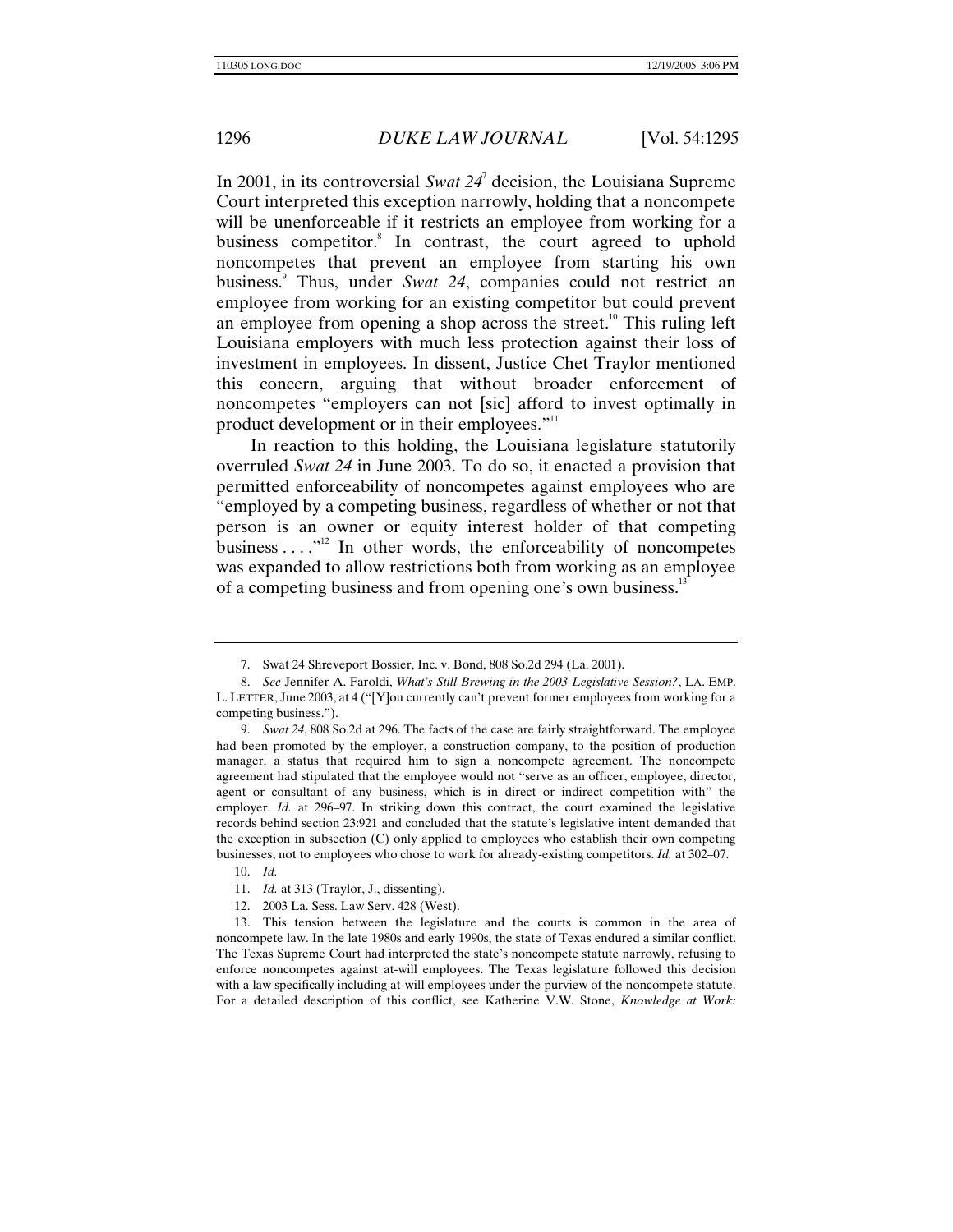In 2001, in its controversial *Swat 24*[7] decision, the Louisiana Supreme Court interpreted this exception narrowly, holding that a noncompete will be unenforceable if it restricts an employee from working for a business competitor.[8] In contrast, the court agreed to uphold noncompetes that prevent an employee from starting his own business.[9] Thus, under *Swat 24*, companies could not restrict an employee from working for an existing competitor but could prevent an employee from opening a shop across the street.[10] This ruling left Louisiana employers with much less protection against their loss of investment in employees. In dissent, Justice Chet Traylor mentioned this concern, arguing that without broader enforcement of noncompetes "employers can not [sic] afford to invest optimally in product development or in their employees."[11]

In reaction to this holding, the Louisiana legislature statutorily overruled *Swat 24* in June 2003. To do so, it enacted a provision that permitted enforceability of noncompetes against employees who are "employed by a competing business, regardless of whether or not that person is an owner or equity interest holder of that competing business . . . ."[12] In other words, the enforceability of noncompetes was expanded to allow restrictions both from working as an employee of a competing business and from opening one's own business.[13]

---

7. Swat 24 Shreveport Bossier, Inc. v. Bond, 808 So.2d 294 (La. 2001).

8. *See* Jennifer A. Faroldi, *What's Still Brewing in the 2003 Legislative Session?*, LA. EMP. L. LETTER, June 2003, at 4 ("[Y]ou currently can't prevent former employees from working for a competing business.").

9. *Swat 24*, 808 So.2d at 296. The facts of the case are fairly straightforward. The employee had been promoted by the employer, a construction company, to the position of production manager, a status that required him to sign a noncompete agreement. The noncompete agreement had stipulated that the employee would not "serve as an officer, employee, director, agent or consultant of any business, which is in direct or indirect competition with" the employer. *Id.* at 296–97. In striking down this contract, the court examined the legislative records behind section 23:921 and concluded that the statute's legislative intent demanded that the exception in subsection (C) only applied to employees who establish their own competing businesses, not to employees who chose to work for already-existing competitors. *Id.* at 302–07.

10. *Id.*

11. *Id.* at 313 (Traylor, J., dissenting).

12. 2003 La. Sess. Law Serv. 428 (West).

13. This tension between the legislature and the courts is common in the area of noncompete law. In the late 1980s and early 1990s, the state of Texas endured a similar conflict. The Texas Supreme Court had interpreted the state's noncompete statute narrowly, refusing to enforce noncompetes against at-will employees. The Texas legislature followed this decision with a law specifically including at-will employees under the purview of the noncompete statute. For a detailed description of this conflict, see Katherine V.W. Stone, *Knowledge at Work:*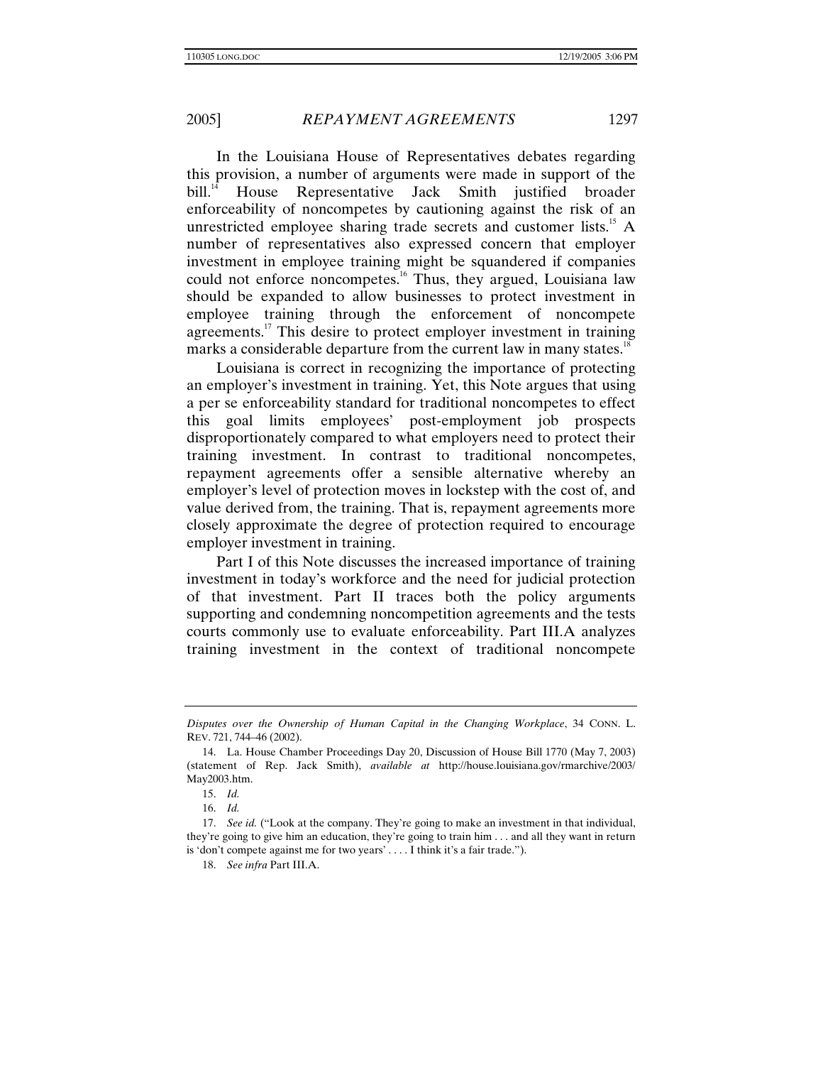In the Louisiana House of Representatives debates regarding this provision, a number of arguments were made in support of the bill.[14] House Representative Jack Smith justified broader enforceability of noncompetes by cautioning against the risk of an unrestricted employee sharing trade secrets and customer lists.[15] A number of representatives also expressed concern that employer investment in employee training might be squandered if companies could not enforce noncompetes.[16] Thus, they argued, Louisiana law should be expanded to allow businesses to protect investment in employee training through the enforcement of noncompete agreements.[17] This desire to protect employer investment in training marks a considerable departure from the current law in many states.[18]

Louisiana is correct in recognizing the importance of protecting an employer's investment in training. Yet, this Note argues that using a per se enforceability standard for traditional noncompetes to effect this goal limits employees' post-employment job prospects disproportionately compared to what employers need to protect their training investment. In contrast to traditional noncompetes, repayment agreements offer a sensible alternative whereby an employer's level of protection moves in lockstep with the cost of, and value derived from, the training. That is, repayment agreements more closely approximate the degree of protection required to encourage employer investment in training.

Part I of this Note discusses the increased importance of training investment in today's workforce and the need for judicial protection of that investment. Part II traces both the policy arguments supporting and condemning noncompetition agreements and the tests courts commonly use to evaluate enforceability. Part III.A analyzes training investment in the context of traditional noncompete

---

*Disputes over the Ownership of Human Capital in the Changing Workplace*, 34 CONN. L. REV. 721, 744–46 (2002).

14. La. House Chamber Proceedings Day 20, Discussion of House Bill 1770 (May 7, 2003) (statement of Rep. Jack Smith), *available at* http://house.louisiana.gov/rmarchive/2003/May2003.htm.

15. *Id.*

16. *Id.*

17. *See id.* ("Look at the company. They're going to make an investment in that individual, they're going to give him an education, they're going to train him . . . and all they want in return is 'don't compete against me for two years' . . . . I think it's a fair trade.").

18. *See infra* Part III.A.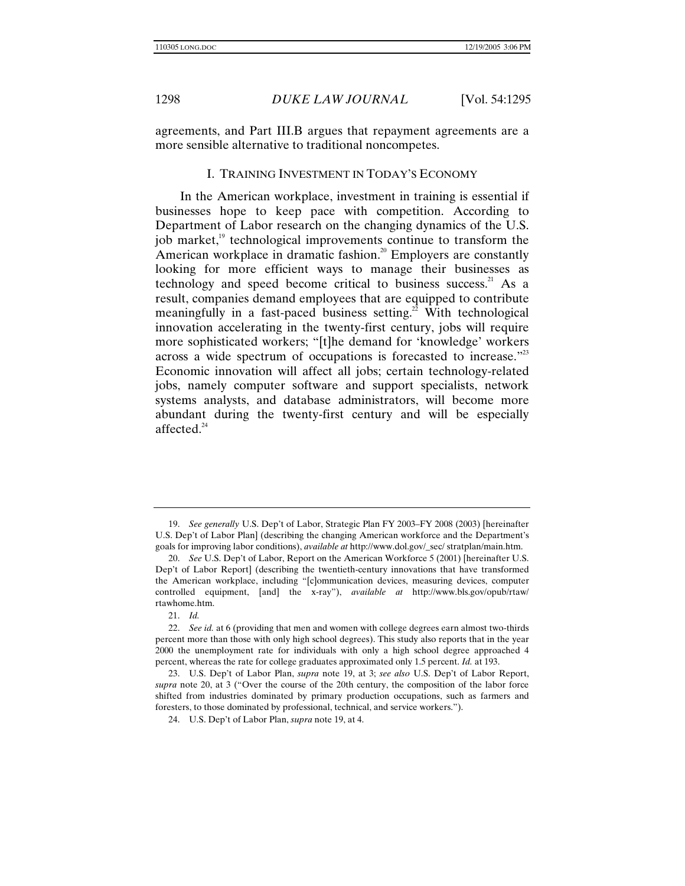agreements, and Part III.B argues that repayment agreements are a more sensible alternative to traditional noncompetes.

## I. TRAINING INVESTMENT IN TODAY'S ECONOMY

In the American workplace, investment in training is essential if businesses hope to keep pace with competition. According to Department of Labor research on the changing dynamics of the U.S. job market,[19] technological improvements continue to transform the American workplace in dramatic fashion.[20] Employers are constantly looking for more efficient ways to manage their businesses as technology and speed become critical to business success.[21] As a result, companies demand employees that are equipped to contribute meaningfully in a fast-paced business setting.[22] With technological innovation accelerating in the twenty-first century, jobs will require more sophisticated workers; "[t]he demand for 'knowledge' workers across a wide spectrum of occupations is forecasted to increase."[23] Economic innovation will affect all jobs; certain technology-related jobs, namely computer software and support specialists, network systems analysts, and database administrators, will become more abundant during the twenty-first century and will be especially affected.[24]

---

19. *See generally* U.S. Dep't of Labor, Strategic Plan FY 2003–FY 2008 (2003) [hereinafter U.S. Dep't of Labor Plan] (describing the changing American workforce and the Department's goals for improving labor conditions), *available at* http://www.dol.gov/_sec/ stratplan/main.htm.

20. *See* U.S. Dep't of Labor, Report on the American Workforce 5 (2001) [hereinafter U.S. Dep't of Labor Report] (describing the twentieth-century innovations that have transformed the American workplace, including "[c]ommunication devices, measuring devices, computer controlled equipment, [and] the x-ray"), *available at* http://www.bls.gov/opub/rtaw/ rtawhome.htm.

21. *Id.*

22. *See id.* at 6 (providing that men and women with college degrees earn almost two-thirds percent more than those with only high school degrees). This study also reports that in the year 2000 the unemployment rate for individuals with only a high school degree approached 4 percent, whereas the rate for college graduates approximated only 1.5 percent. *Id.* at 193.

23. U.S. Dep't of Labor Plan, *supra* note 19, at 3; *see also* U.S. Dep't of Labor Report, *supra* note 20, at 3 ("Over the course of the 20th century, the composition of the labor force shifted from industries dominated by primary production occupations, such as farmers and foresters, to those dominated by professional, technical, and service workers.").

24. U.S. Dep't of Labor Plan, *supra* note 19, at 4.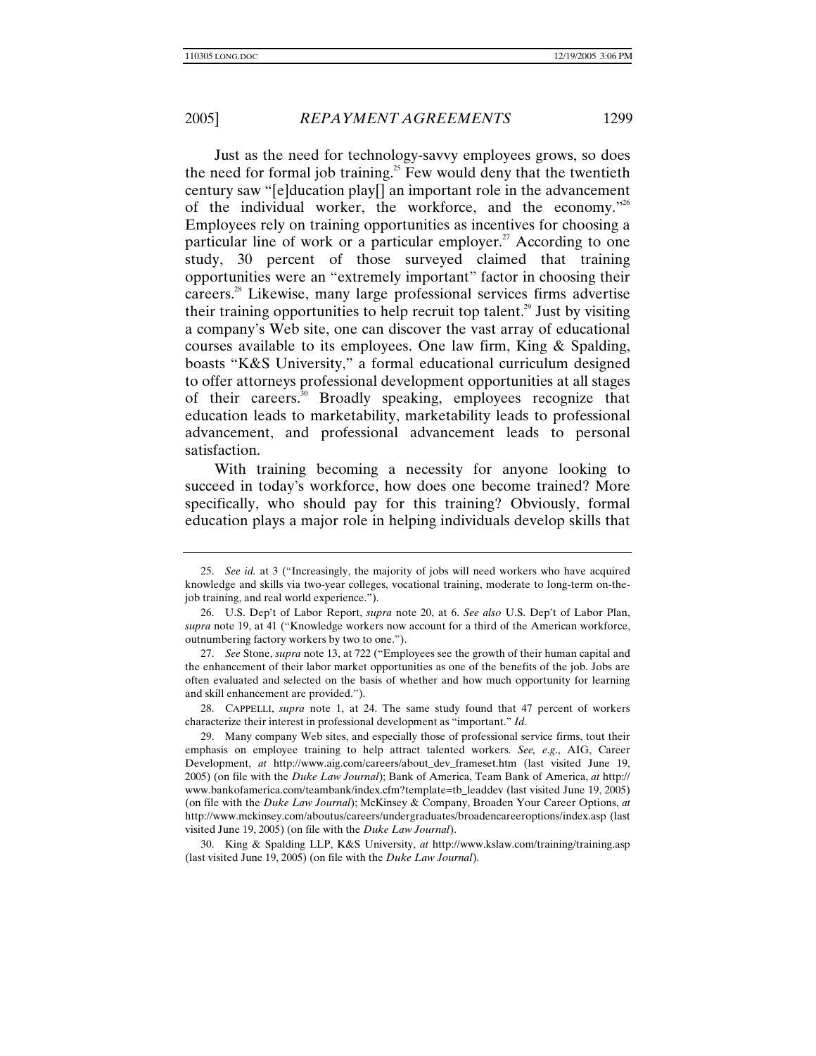Just as the need for technology-savvy employees grows, so does the need for formal job training.[25] Few would deny that the twentieth century saw "[e]ducation play[] an important role in the advancement of the individual worker, the workforce, and the economy."[26] Employees rely on training opportunities as incentives for choosing a particular line of work or a particular employer.[27] According to one study, 30 percent of those surveyed claimed that training opportunities were an "extremely important" factor in choosing their careers.[28] Likewise, many large professional services firms advertise their training opportunities to help recruit top talent.[29] Just by visiting a company's Web site, one can discover the vast array of educational courses available to its employees. One law firm, King & Spalding, boasts "K&S University," a formal educational curriculum designed to offer attorneys professional development opportunities at all stages of their careers.[30] Broadly speaking, employees recognize that education leads to marketability, marketability leads to professional advancement, and professional advancement leads to personal satisfaction.

With training becoming a necessity for anyone looking to succeed in today's workforce, how does one become trained? More specifically, who should pay for this training? Obviously, formal education plays a major role in helping individuals develop skills that

---

25. *See id.* at 3 ("Increasingly, the majority of jobs will need workers who have acquired knowledge and skills via two-year colleges, vocational training, moderate to long-term on-the-job training, and real world experience.").

26. U.S. Dep't of Labor Report, *supra* note 20, at 6. *See also* U.S. Dep't of Labor Plan, *supra* note 19, at 41 ("Knowledge workers now account for a third of the American workforce, outnumbering factory workers by two to one.").

27. *See* Stone, *supra* note 13, at 722 ("Employees see the growth of their human capital and the enhancement of their labor market opportunities as one of the benefits of the job. Jobs are often evaluated and selected on the basis of whether and how much opportunity for learning and skill enhancement are provided.").

28. CAPPELLI, *supra* note 1, at 24. The same study found that 47 percent of workers characterize their interest in professional development as "important." *Id.*

29. Many company Web sites, and especially those of professional service firms, tout their emphasis on employee training to help attract talented workers. *See, e.g.*, AIG, Career Development, *at* http://www.aig.com/careers/about_dev_frameset.htm (last visited June 19, 2005) (on file with the *Duke Law Journal*); Bank of America, Team Bank of America, *at* http://www.bankofamerica.com/teambank/index.cfm?template=tb_leaddev (last visited June 19, 2005) (on file with the *Duke Law Journal*); McKinsey & Company, Broaden Your Career Options, *at* http://www.mckinsey.com/aboutus/careers/undergraduates/broadencareeroptions/index.asp (last visited June 19, 2005) (on file with the *Duke Law Journal*).

30. King & Spalding LLP, K&S University, *at* http://www.kslaw.com/training/training.asp (last visited June 19, 2005) (on file with the *Duke Law Journal*).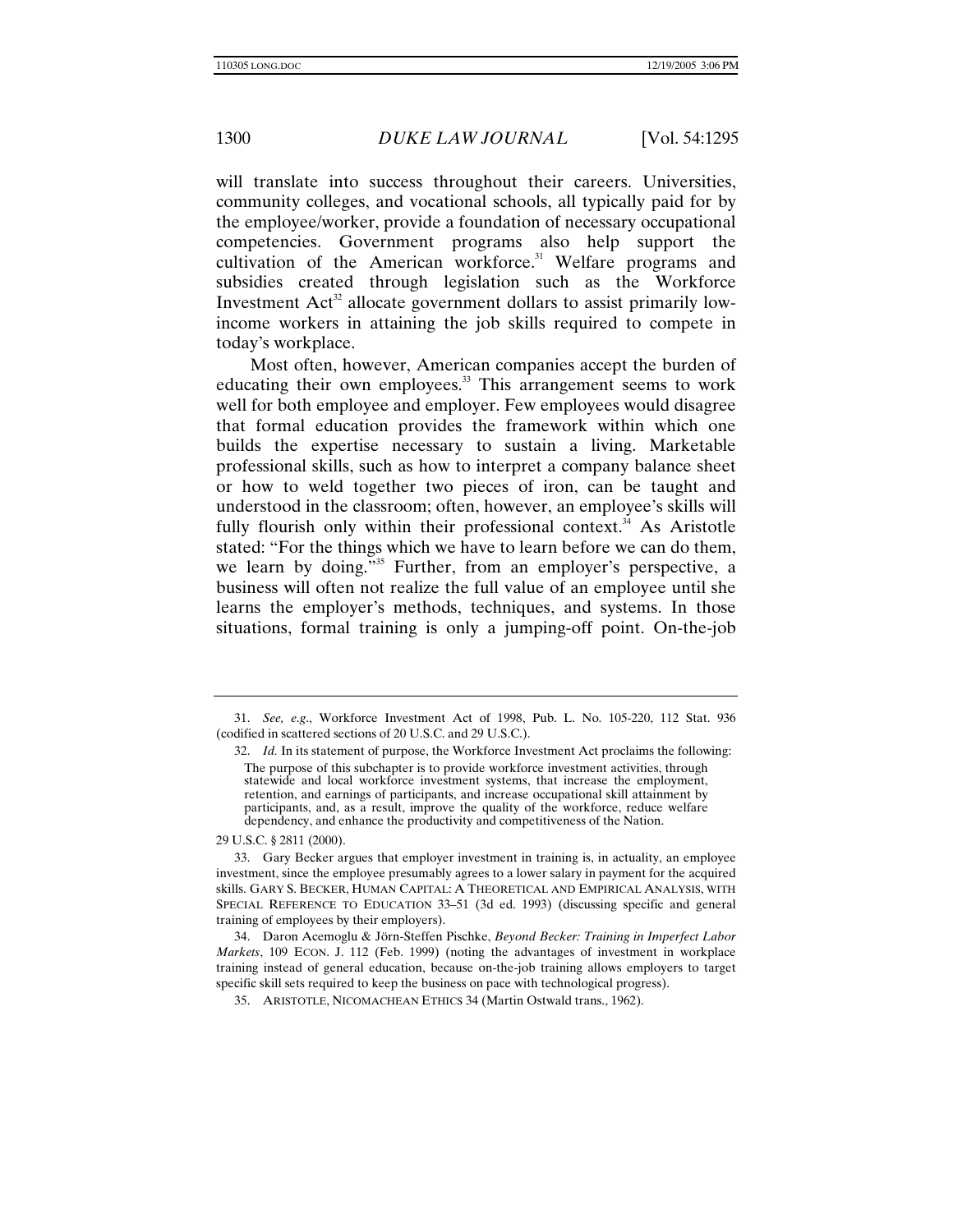will translate into success throughout their careers. Universities, community colleges, and vocational schools, all typically paid for by the employee/worker, provide a foundation of necessary occupational competencies. Government programs also help support the cultivation of the American workforce.[31] Welfare programs and subsidies created through legislation such as the Workforce Investment Act[32] allocate government dollars to assist primarily low-income workers in attaining the job skills required to compete in today's workplace.

Most often, however, American companies accept the burden of educating their own employees.[33] This arrangement seems to work well for both employee and employer. Few employees would disagree that formal education provides the framework within which one builds the expertise necessary to sustain a living. Marketable professional skills, such as how to interpret a company balance sheet or how to weld together two pieces of iron, can be taught and understood in the classroom; often, however, an employee's skills will fully flourish only within their professional context.[34] As Aristotle stated: "For the things which we have to learn before we can do them, we learn by doing."[35] Further, from an employer's perspective, a business will often not realize the full value of an employee until she learns the employer's methods, techniques, and systems. In those situations, formal training is only a jumping-off point. On-the-job

---

31. *See, e.g.*, Workforce Investment Act of 1998, Pub. L. No. 105-220, 112 Stat. 936 (codified in scattered sections of 20 U.S.C. and 29 U.S.C.).

32. *Id.* In its statement of purpose, the Workforce Investment Act proclaims the following:

> The purpose of this subchapter is to provide workforce investment activities, through statewide and local workforce investment systems, that increase the employment, retention, and earnings of participants, and increase occupational skill attainment by participants, and, as a result, improve the quality of the workforce, reduce welfare dependency, and enhance the productivity and competitiveness of the Nation.

29 U.S.C. § 2811 (2000).

33. Gary Becker argues that employer investment in training is, in actuality, an employee investment, since the employee presumably agrees to a lower salary in payment for the acquired skills. GARY S. BECKER, HUMAN CAPITAL: A THEORETICAL AND EMPIRICAL ANALYSIS, WITH SPECIAL REFERENCE TO EDUCATION 33–51 (3d ed. 1993) (discussing specific and general training of employees by their employers).

34. Daron Acemoglu & Jörn-Steffen Pischke, *Beyond Becker: Training in Imperfect Labor Markets*, 109 ECON. J. 112 (Feb. 1999) (noting the advantages of investment in workplace training instead of general education, because on-the-job training allows employers to target specific skill sets required to keep the business on pace with technological progress).

35. ARISTOTLE, NICOMACHEAN ETHICS 34 (Martin Ostwald trans., 1962).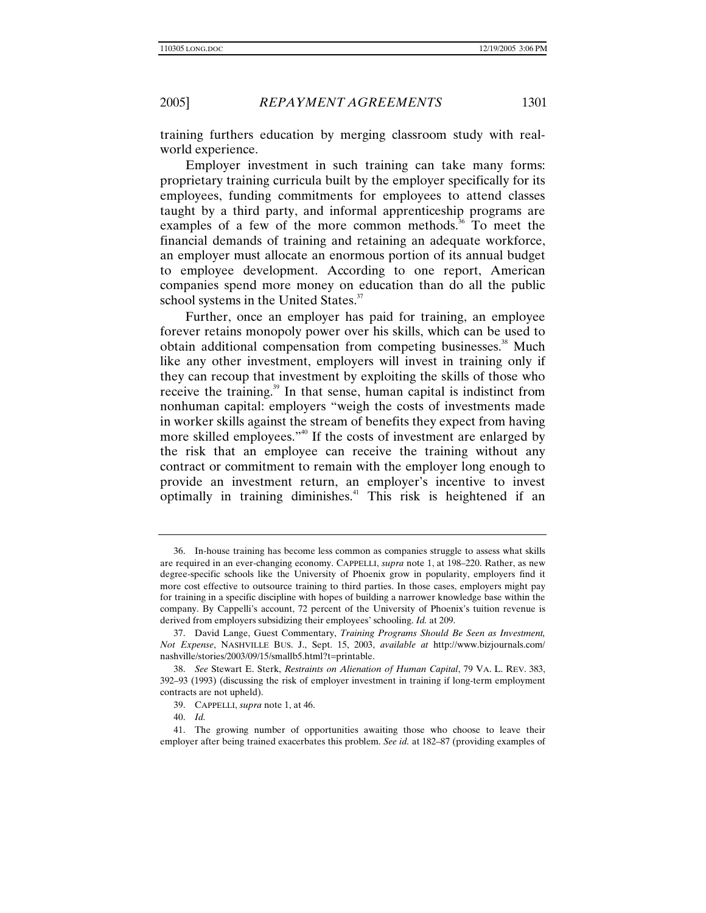training furthers education by merging classroom study with real-world experience.

Employer investment in such training can take many forms: proprietary training curricula built by the employer specifically for its employees, funding commitments for employees to attend classes taught by a third party, and informal apprenticeship programs are examples of a few of the more common methods.[36] To meet the financial demands of training and retaining an adequate workforce, an employer must allocate an enormous portion of its annual budget to employee development. According to one report, American companies spend more money on education than do all the public school systems in the United States.[37]

Further, once an employer has paid for training, an employee forever retains monopoly power over his skills, which can be used to obtain additional compensation from competing businesses.[38] Much like any other investment, employers will invest in training only if they can recoup that investment by exploiting the skills of those who receive the training.[39] In that sense, human capital is indistinct from nonhuman capital: employers "weigh the costs of investments made in worker skills against the stream of benefits they expect from having more skilled employees."[40] If the costs of investment are enlarged by the risk that an employee can receive the training without any contract or commitment to remain with the employer long enough to provide an investment return, an employer's incentive to invest optimally in training diminishes.[41] This risk is heightened if an

---

36. In-house training has become less common as companies struggle to assess what skills are required in an ever-changing economy. CAPPELLI, *supra* note 1, at 198–220. Rather, as new degree-specific schools like the University of Phoenix grow in popularity, employers find it more cost effective to outsource training to third parties. In those cases, employers might pay for training in a specific discipline with hopes of building a narrower knowledge base within the company. By Cappelli's account, 72 percent of the University of Phoenix's tuition revenue is derived from employers subsidizing their employees' schooling. *Id.* at 209.

37. David Lange, Guest Commentary, *Training Programs Should Be Seen as Investment, Not Expense*, NASHVILLE BUS. J., Sept. 15, 2003, *available at* http://www.bizjournals.com/nashville/stories/2003/09/15/smallb5.html?t=printable.

38. *See* Stewart E. Sterk, *Restraints on Alienation of Human Capital*, 79 VA. L. REV. 383, 392–93 (1993) (discussing the risk of employer investment in training if long-term employment contracts are not upheld).

39. CAPPELLI, *supra* note 1, at 46.

40. *Id.*

41. The growing number of opportunities awaiting those who choose to leave their employer after being trained exacerbates this problem. *See id.* at 182–87 (providing examples of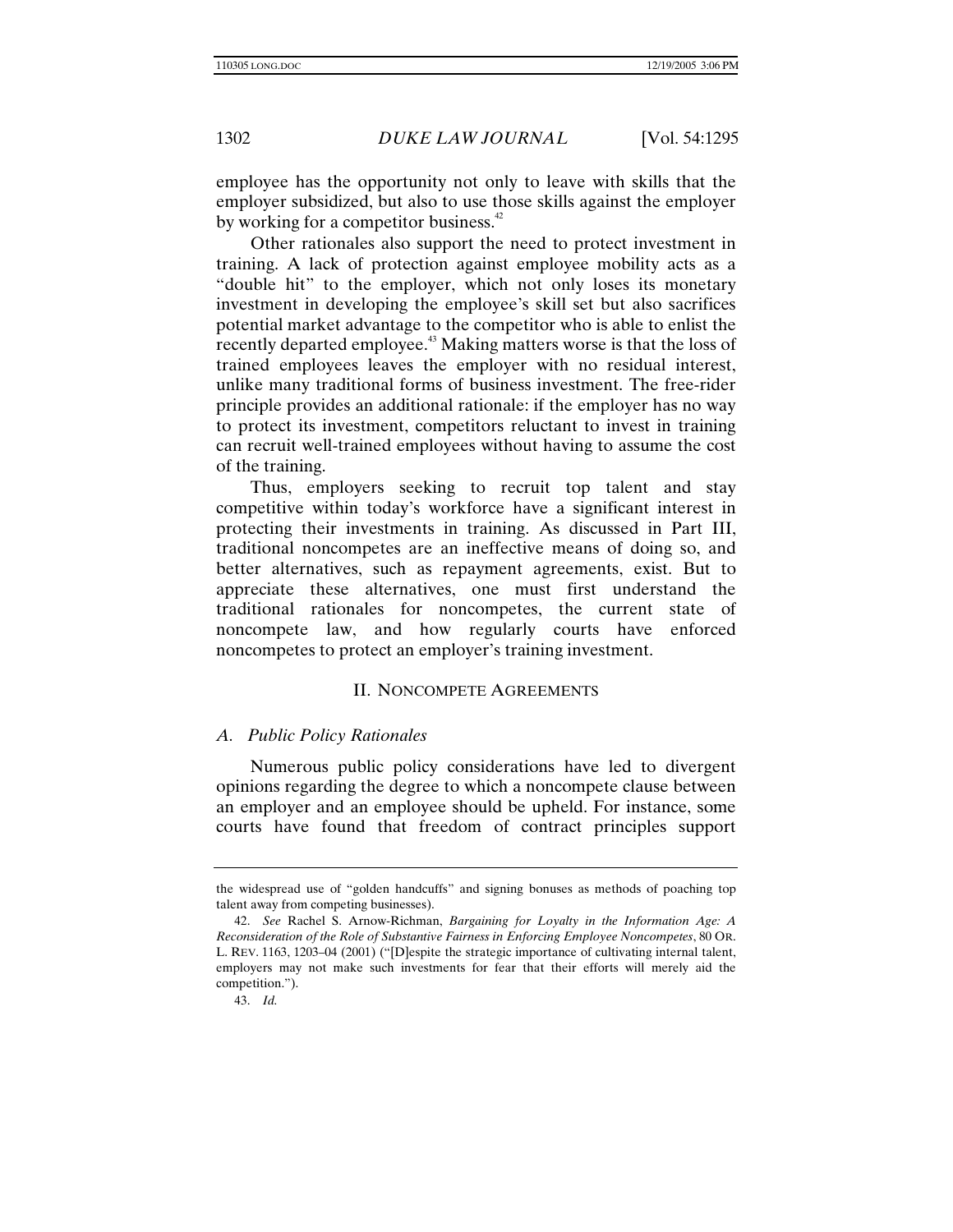employee has the opportunity not only to leave with skills that the employer subsidized, but also to use those skills against the employer by working for a competitor business.[42]

Other rationales also support the need to protect investment in training. A lack of protection against employee mobility acts as a "double hit" to the employer, which not only loses its monetary investment in developing the employee's skill set but also sacrifices potential market advantage to the competitor who is able to enlist the recently departed employee.[43] Making matters worse is that the loss of trained employees leaves the employer with no residual interest, unlike many traditional forms of business investment. The free-rider principle provides an additional rationale: if the employer has no way to protect its investment, competitors reluctant to invest in training can recruit well-trained employees without having to assume the cost of the training.

Thus, employers seeking to recruit top talent and stay competitive within today's workforce have a significant interest in protecting their investments in training. As discussed in Part III, traditional noncompetes are an ineffective means of doing so, and better alternatives, such as repayment agreements, exist. But to appreciate these alternatives, one must first understand the traditional rationales for noncompetes, the current state of noncompete law, and how regularly courts have enforced noncompetes to protect an employer's training investment.

## II. NONCOMPETE AGREEMENTS

### *A. Public Policy Rationales*

Numerous public policy considerations have led to divergent opinions regarding the degree to which a noncompete clause between an employer and an employee should be upheld. For instance, some courts have found that freedom of contract principles support

---

the widespread use of "golden handcuffs" and signing bonuses as methods of poaching top talent away from competing businesses).

42. *See* Rachel S. Arnow-Richman, *Bargaining for Loyalty in the Information Age: A Reconsideration of the Role of Substantive Fairness in Enforcing Employee Noncompetes*, 80 OR. L. REV. 1163, 1203–04 (2001) ("[D]espite the strategic importance of cultivating internal talent, employers may not make such investments for fear that their efforts will merely aid the competition.").

43. *Id.*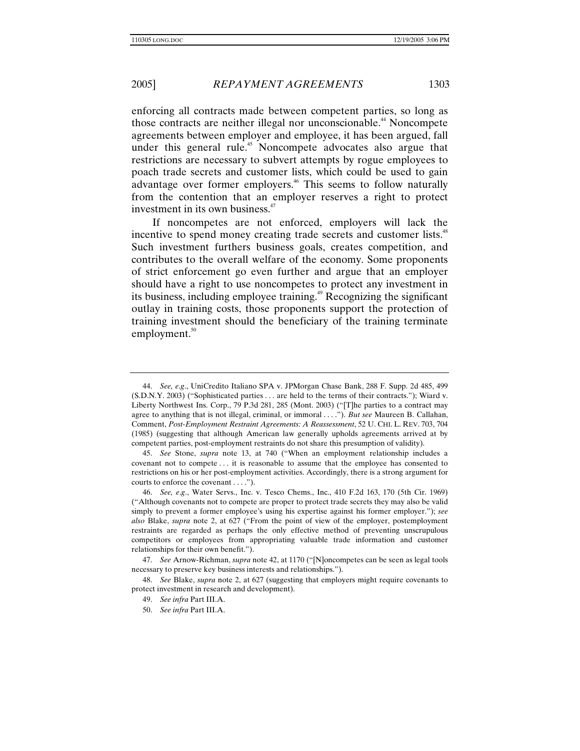enforcing all contracts made between competent parties, so long as those contracts are neither illegal nor unconscionable.[44] Noncompete agreements between employer and employee, it has been argued, fall under this general rule.[45] Noncompete advocates also argue that restrictions are necessary to subvert attempts by rogue employees to poach trade secrets and customer lists, which could be used to gain advantage over former employers.[46] This seems to follow naturally from the contention that an employer reserves a right to protect investment in its own business.[47]

If noncompetes are not enforced, employers will lack the incentive to spend money creating trade secrets and customer lists.[48] Such investment furthers business goals, creates competition, and contributes to the overall welfare of the economy. Some proponents of strict enforcement go even further and argue that an employer should have a right to use noncompetes to protect any investment in its business, including employee training.[49] Recognizing the significant outlay in training costs, those proponents support the protection of training investment should the beneficiary of the training terminate employment.[50]

---

44. *See, e.g.*, UniCredito Italiano SPA v. JPMorgan Chase Bank, 288 F. Supp. 2d 485, 499 (S.D.N.Y. 2003) ("Sophisticated parties . . . are held to the terms of their contracts."); Wiard v. Liberty Northwest Ins. Corp., 79 P.3d 281, 285 (Mont. 2003) ("[T]he parties to a contract may agree to anything that is not illegal, criminal, or immoral . . . ."). *But see* Maureen B. Callahan, Comment, *Post-Employment Restraint Agreements: A Reassessment*, 52 U. CHI. L. REV. 703, 704 (1985) (suggesting that although American law generally upholds agreements arrived at by competent parties, post-employment restraints do not share this presumption of validity).

45. *See* Stone, *supra* note 13, at 740 ("When an employment relationship includes a covenant not to compete . . . it is reasonable to assume that the employee has consented to restrictions on his or her post-employment activities. Accordingly, there is a strong argument for courts to enforce the covenant . . . .").

46. *See, e.g.*, Water Servs., Inc. v. Tesco Chems., Inc., 410 F.2d 163, 170 (5th Cir. 1969) ("Although covenants not to compete are proper to protect trade secrets they may also be valid simply to prevent a former employee's using his expertise against his former employer."); *see also* Blake, *supra* note 2, at 627 ("From the point of view of the employer, postemployment restraints are regarded as perhaps the only effective method of preventing unscrupulous competitors or employees from appropriating valuable trade information and customer relationships for their own benefit.").

47. *See* Arnow-Richman, *supra* note 42, at 1170 ("[N]oncompetes can be seen as legal tools necessary to preserve key business interests and relationships.").

48. *See* Blake, *supra* note 2, at 627 (suggesting that employers might require covenants to protect investment in research and development).

49. *See infra* Part III.A.

50. *See infra* Part III.A.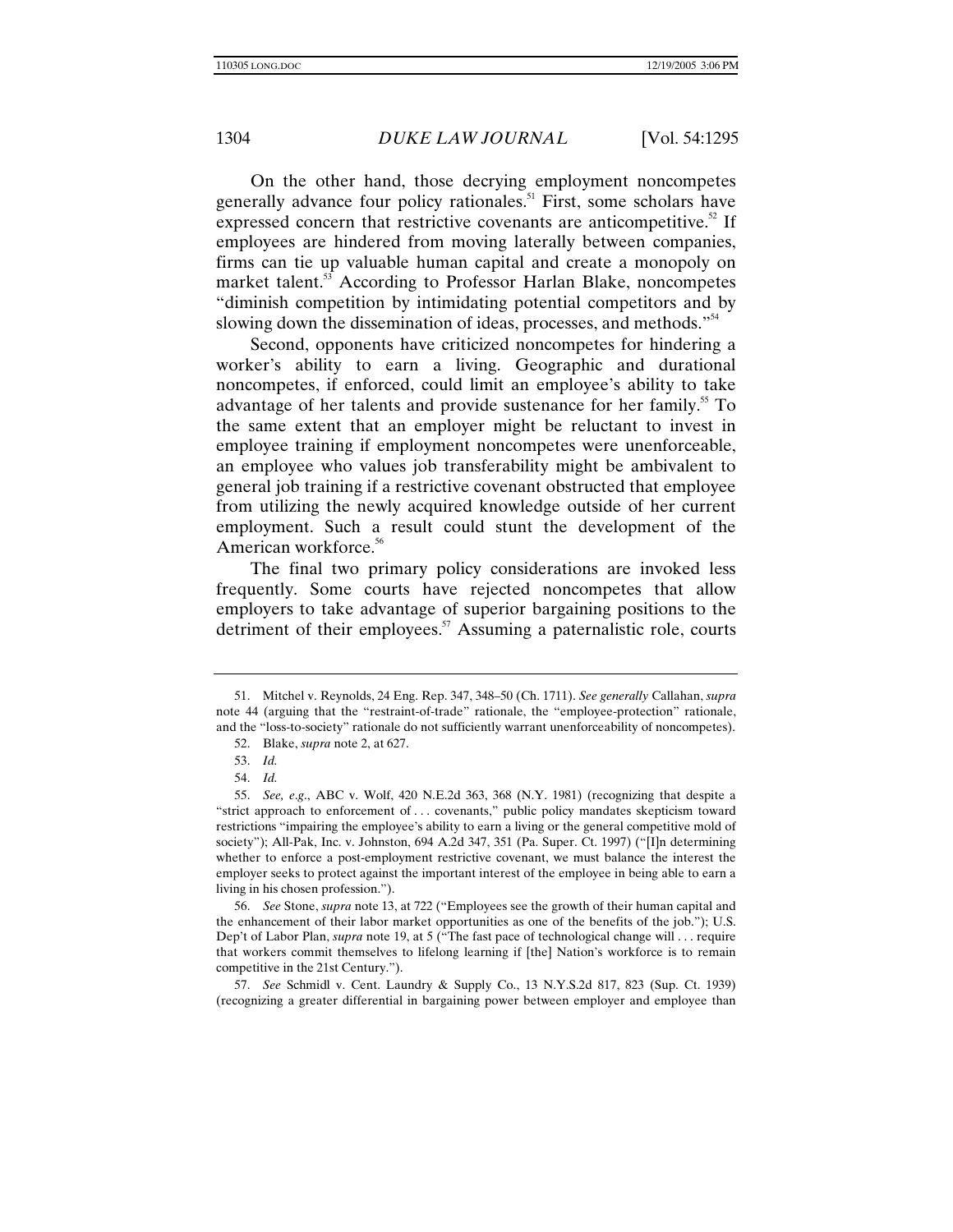On the other hand, those decrying employment noncompetes generally advance four policy rationales.[51] First, some scholars have expressed concern that restrictive covenants are anticompetitive.[52] If employees are hindered from moving laterally between companies, firms can tie up valuable human capital and create a monopoly on market talent.[53] According to Professor Harlan Blake, noncompetes "diminish competition by intimidating potential competitors and by slowing down the dissemination of ideas, processes, and methods."[54]

Second, opponents have criticized noncompetes for hindering a worker's ability to earn a living. Geographic and durational noncompetes, if enforced, could limit an employee's ability to take advantage of her talents and provide sustenance for her family.[55] To the same extent that an employer might be reluctant to invest in employee training if employment noncompetes were unenforceable, an employee who values job transferability might be ambivalent to general job training if a restrictive covenant obstructed that employee from utilizing the newly acquired knowledge outside of her current employment. Such a result could stunt the development of the American workforce.[56]

The final two primary policy considerations are invoked less frequently. Some courts have rejected noncompetes that allow employers to take advantage of superior bargaining positions to the detriment of their employees.[57] Assuming a paternalistic role, courts

---

51. Mitchel v. Reynolds, 24 Eng. Rep. 347, 348–50 (Ch. 1711). *See generally* Callahan, *supra* note 44 (arguing that the "restraint-of-trade" rationale, the "employee-protection" rationale, and the "loss-to-society" rationale do not sufficiently warrant unenforceability of noncompetes).

52. Blake, *supra* note 2, at 627.

53. *Id.*

54. *Id.*

55. *See, e.g.*, ABC v. Wolf, 420 N.E.2d 363, 368 (N.Y. 1981) (recognizing that despite a "strict approach to enforcement of . . . covenants," public policy mandates skepticism toward restrictions "impairing the employee's ability to earn a living or the general competitive mold of society"); All-Pak, Inc. v. Johnston, 694 A.2d 347, 351 (Pa. Super. Ct. 1997) ("[I]n determining whether to enforce a post-employment restrictive covenant, we must balance the interest the employer seeks to protect against the important interest of the employee in being able to earn a living in his chosen profession.").

56. *See* Stone, *supra* note 13, at 722 ("Employees see the growth of their human capital and the enhancement of their labor market opportunities as one of the benefits of the job."); U.S. Dep't of Labor Plan, *supra* note 19, at 5 ("The fast pace of technological change will . . . require that workers commit themselves to lifelong learning if [the] Nation's workforce is to remain competitive in the 21st Century.").

57. *See* Schmidl v. Cent. Laundry & Supply Co., 13 N.Y.S.2d 817, 823 (Sup. Ct. 1939) (recognizing a greater differential in bargaining power between employer and employee than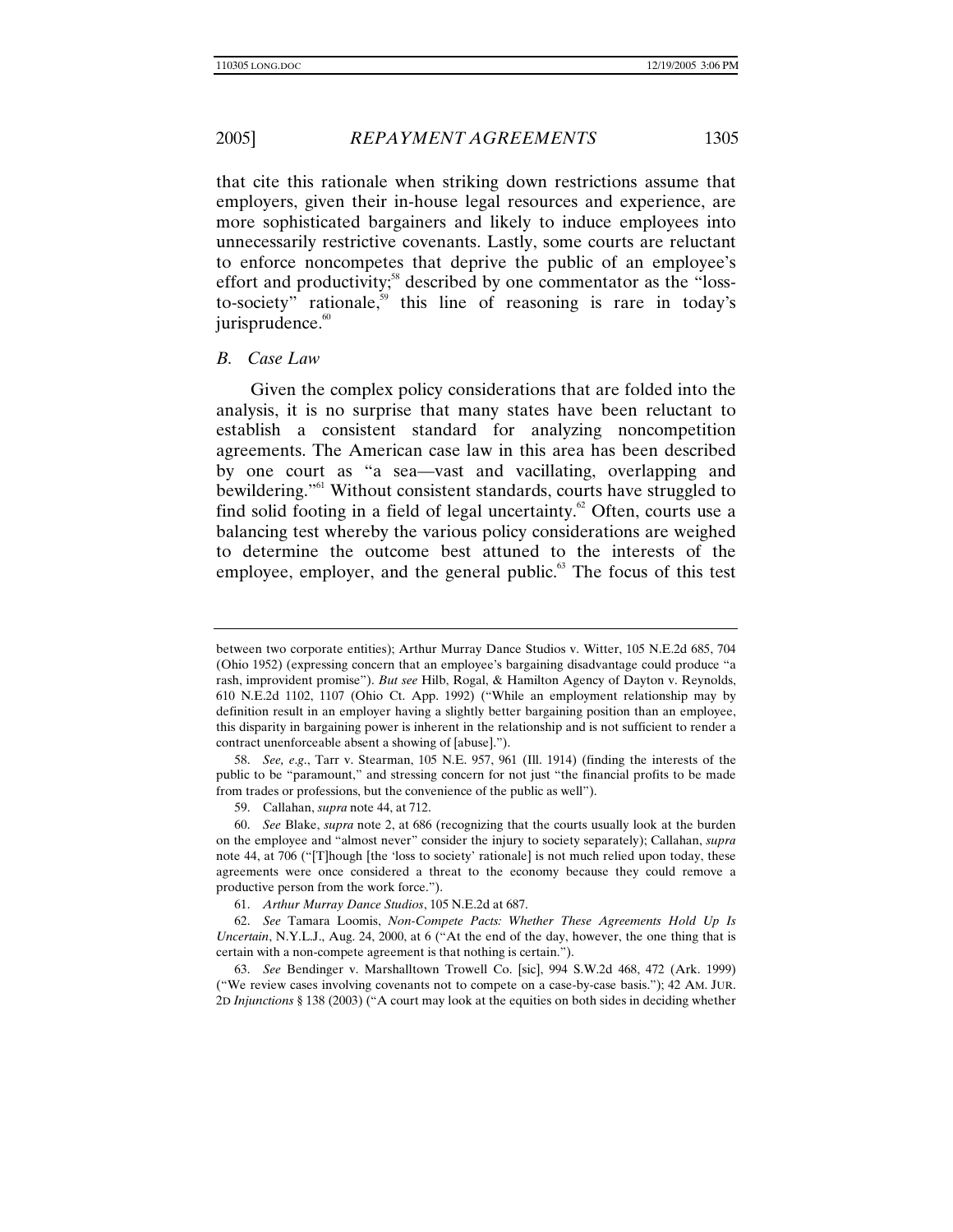that cite this rationale when striking down restrictions assume that employers, given their in-house legal resources and experience, are more sophisticated bargainers and likely to induce employees into unnecessarily restrictive covenants. Lastly, some courts are reluctant to enforce noncompetes that deprive the public of an employee's effort and productivity;[58] described by one commentator as the "loss-to-society" rationale,[59] this line of reasoning is rare in today's jurisprudence.[60]

### *B. Case Law*

Given the complex policy considerations that are folded into the analysis, it is no surprise that many states have been reluctant to establish a consistent standard for analyzing noncompetition agreements. The American case law in this area has been described by one court as "a sea—vast and vacillating, overlapping and bewildering."[61] Without consistent standards, courts have struggled to find solid footing in a field of legal uncertainty.[62] Often, courts use a balancing test whereby the various policy considerations are weighed to determine the outcome best attuned to the interests of the employee, employer, and the general public.[63] The focus of this test

---

between two corporate entities); Arthur Murray Dance Studios v. Witter, 105 N.E.2d 685, 704 (Ohio 1952) (expressing concern that an employee's bargaining disadvantage could produce "a rash, improvident promise"). *But see* Hilb, Rogal, & Hamilton Agency of Dayton v. Reynolds, 610 N.E.2d 1102, 1107 (Ohio Ct. App. 1992) ("While an employment relationship may by definition result in an employer having a slightly better bargaining position than an employee, this disparity in bargaining power is inherent in the relationship and is not sufficient to render a contract unenforceable absent a showing of [abuse].").

58. *See, e.g.*, Tarr v. Stearman, 105 N.E. 957, 961 (Ill. 1914) (finding the interests of the public to be "paramount," and stressing concern for not just "the financial profits to be made from trades or professions, but the convenience of the public as well").

59. Callahan, *supra* note 44, at 712.

60. *See* Blake, *supra* note 2, at 686 (recognizing that the courts usually look at the burden on the employee and "almost never" consider the injury to society separately); Callahan, *supra* note 44, at 706 ("[T]hough [the 'loss to society' rationale] is not much relied upon today, these agreements were once considered a threat to the economy because they could remove a productive person from the work force.").

61. *Arthur Murray Dance Studios*, 105 N.E.2d at 687.

62. *See* Tamara Loomis, *Non-Compete Pacts: Whether These Agreements Hold Up Is Uncertain*, N.Y.L.J., Aug. 24, 2000, at 6 ("At the end of the day, however, the one thing that is certain with a non-compete agreement is that nothing is certain.").

63. *See* Bendinger v. Marshalltown Trowell Co. [sic], 994 S.W.2d 468, 472 (Ark. 1999) ("We review cases involving covenants not to compete on a case-by-case basis."); 42 AM. JUR. 2D *Injunctions* § 138 (2003) ("A court may look at the equities on both sides in deciding whether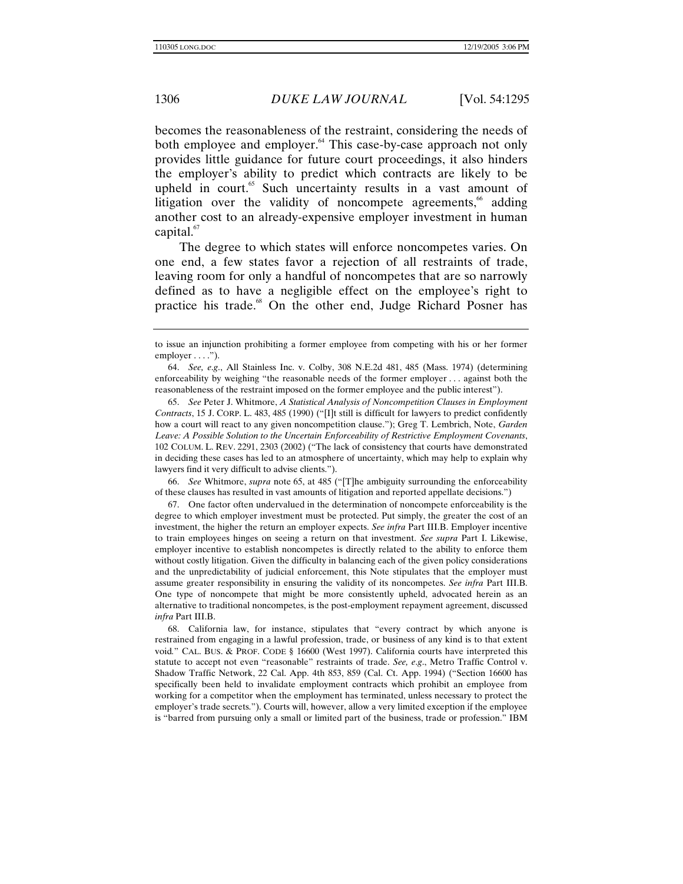becomes the reasonableness of the restraint, considering the needs of both employee and employer.[64] This case-by-case approach not only provides little guidance for future court proceedings, it also hinders the employer's ability to predict which contracts are likely to be upheld in court.[65] Such uncertainty results in a vast amount of litigation over the validity of noncompete agreements,[66] adding another cost to an already-expensive employer investment in human capital.[67]

The degree to which states will enforce noncompetes varies. On one end, a few states favor a rejection of all restraints of trade, leaving room for only a handful of noncompetes that are so narrowly defined as to have a negligible effect on the employee's right to practice his trade.[68] On the other end, Judge Richard Posner has

---

to issue an injunction prohibiting a former employee from competing with his or her former employer . . . .").

64. *See, e.g.*, All Stainless Inc. v. Colby, 308 N.E.2d 481, 485 (Mass. 1974) (determining enforceability by weighing "the reasonable needs of the former employer . . . against both the reasonableness of the restraint imposed on the former employee and the public interest").

65. *See* Peter J. Whitmore, *A Statistical Analysis of Noncompetition Clauses in Employment Contracts*, 15 J. CORP. L. 483, 485 (1990) ("[I]t still is difficult for lawyers to predict confidently how a court will react to any given noncompetition clause."); Greg T. Lembrich, Note, *Garden Leave: A Possible Solution to the Uncertain Enforceability of Restrictive Employment Covenants*, 102 COLUM. L. REV. 2291, 2303 (2002) ("The lack of consistency that courts have demonstrated in deciding these cases has led to an atmosphere of uncertainty, which may help to explain why lawyers find it very difficult to advise clients.").

66. *See* Whitmore, *supra* note 65, at 485 ("[T]he ambiguity surrounding the enforceability of these clauses has resulted in vast amounts of litigation and reported appellate decisions.")

67. One factor often undervalued in the determination of noncompete enforceability is the degree to which employer investment must be protected. Put simply, the greater the cost of an investment, the higher the return an employer expects. *See infra* Part III.B. Employer incentive to train employees hinges on seeing a return on that investment. *See supra* Part I. Likewise, employer incentive to establish noncompetes is directly related to the ability to enforce them without costly litigation. Given the difficulty in balancing each of the given policy considerations and the unpredictability of judicial enforcement, this Note stipulates that the employer must assume greater responsibility in ensuring the validity of its noncompetes. *See infra* Part III.B. One type of noncompete that might be more consistently upheld, advocated herein as an alternative to traditional noncompetes, is the post-employment repayment agreement, discussed *infra* Part III.B.

68. California law, for instance, stipulates that "every contract by which anyone is restrained from engaging in a lawful profession, trade, or business of any kind is to that extent void." CAL. BUS. & PROF. CODE § 16600 (West 1997). California courts have interpreted this statute to accept not even "reasonable" restraints of trade. *See, e.g.*, Metro Traffic Control v. Shadow Traffic Network, 22 Cal. App. 4th 853, 859 (Cal. Ct. App. 1994) ("Section 16600 has specifically been held to invalidate employment contracts which prohibit an employee from working for a competitor when the employment has terminated, unless necessary to protect the employer's trade secrets."). Courts will, however, allow a very limited exception if the employee is "barred from pursuing only a small or limited part of the business, trade or profession." IBM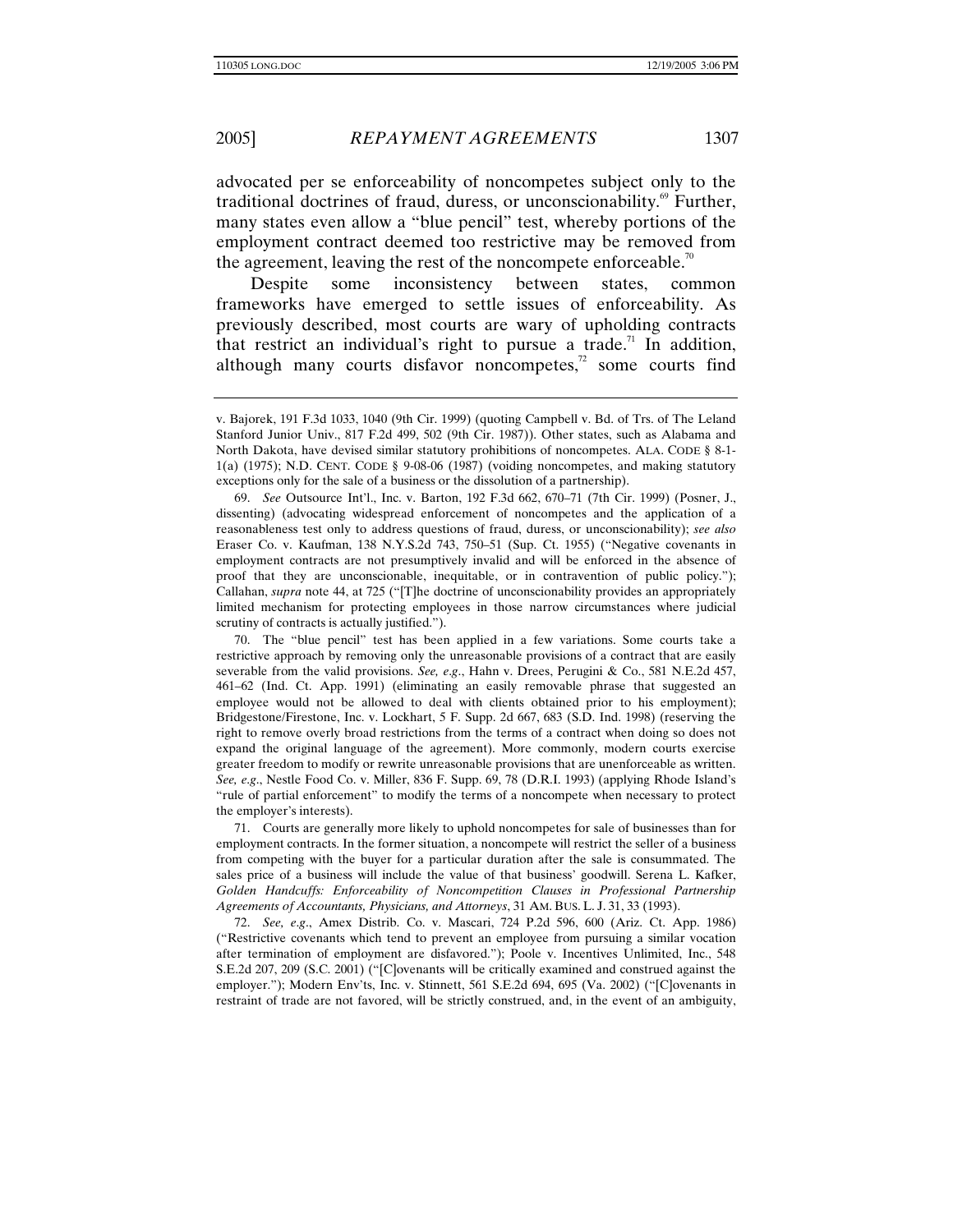advocated per se enforceability of noncompetes subject only to the traditional doctrines of fraud, duress, or unconscionability.[69] Further, many states even allow a "blue pencil" test, whereby portions of the employment contract deemed too restrictive may be removed from the agreement, leaving the rest of the noncompete enforceable.[70]

Despite some inconsistency between states, common frameworks have emerged to settle issues of enforceability. As previously described, most courts are wary of upholding contracts that restrict an individual's right to pursue a trade.[71] In addition, although many courts disfavor noncompetes,[72] some courts find

---

v. Bajorek, 191 F.3d 1033, 1040 (9th Cir. 1999) (quoting Campbell v. Bd. of Trs. of The Leland Stanford Junior Univ., 817 F.2d 499, 502 (9th Cir. 1987)). Other states, such as Alabama and North Dakota, have devised similar statutory prohibitions of noncompetes. ALA. CODE § 8-1-1(a) (1975); N.D. CENT. CODE § 9-08-06 (1987) (voiding noncompetes, and making statutory exceptions only for the sale of a business or the dissolution of a partnership).

69. *See* Outsource Int'l., Inc. v. Barton, 192 F.3d 662, 670–71 (7th Cir. 1999) (Posner, J., dissenting) (advocating widespread enforcement of noncompetes and the application of a reasonableness test only to address questions of fraud, duress, or unconscionability); *see also* Eraser Co. v. Kaufman, 138 N.Y.S.2d 743, 750–51 (Sup. Ct. 1955) ("Negative covenants in employment contracts are not presumptively invalid and will be enforced in the absence of proof that they are unconscionable, inequitable, or in contravention of public policy."); Callahan, *supra* note 44, at 725 ("[T]he doctrine of unconscionability provides an appropriately limited mechanism for protecting employees in those narrow circumstances where judicial scrutiny of contracts is actually justified.").

70. The "blue pencil" test has been applied in a few variations. Some courts take a restrictive approach by removing only the unreasonable provisions of a contract that are easily severable from the valid provisions. *See, e.g.*, Hahn v. Drees, Perugini & Co., 581 N.E.2d 457, 461–62 (Ind. Ct. App. 1991) (eliminating an easily removable phrase that suggested an employee would not be allowed to deal with clients obtained prior to his employment); Bridgestone/Firestone, Inc. v. Lockhart, 5 F. Supp. 2d 667, 683 (S.D. Ind. 1998) (reserving the right to remove overly broad restrictions from the terms of a contract when doing so does not expand the original language of the agreement). More commonly, modern courts exercise greater freedom to modify or rewrite unreasonable provisions that are unenforceable as written. *See, e.g.*, Nestle Food Co. v. Miller, 836 F. Supp. 69, 78 (D.R.I. 1993) (applying Rhode Island's "rule of partial enforcement" to modify the terms of a noncompete when necessary to protect the employer's interests).

71. Courts are generally more likely to uphold noncompetes for sale of businesses than for employment contracts. In the former situation, a noncompete will restrict the seller of a business from competing with the buyer for a particular duration after the sale is consummated. The sales price of a business will include the value of that business' goodwill. Serena L. Kafker, *Golden Handcuffs: Enforceability of Noncompetition Clauses in Professional Partnership Agreements of Accountants, Physicians, and Attorneys*, 31 AM. BUS. L. J. 31, 33 (1993).

72. *See, e.g.*, Amex Distrib. Co. v. Mascari, 724 P.2d 596, 600 (Ariz. Ct. App. 1986) ("Restrictive covenants which tend to prevent an employee from pursuing a similar vocation after termination of employment are disfavored."); Poole v. Incentives Unlimited, Inc., 548 S.E.2d 207, 209 (S.C. 2001) ("[C]ovenants will be critically examined and construed against the employer."); Modern Env'ts, Inc. v. Stinnett, 561 S.E.2d 694, 695 (Va. 2002) ("[C]ovenants in restraint of trade are not favored, will be strictly construed, and, in the event of an ambiguity,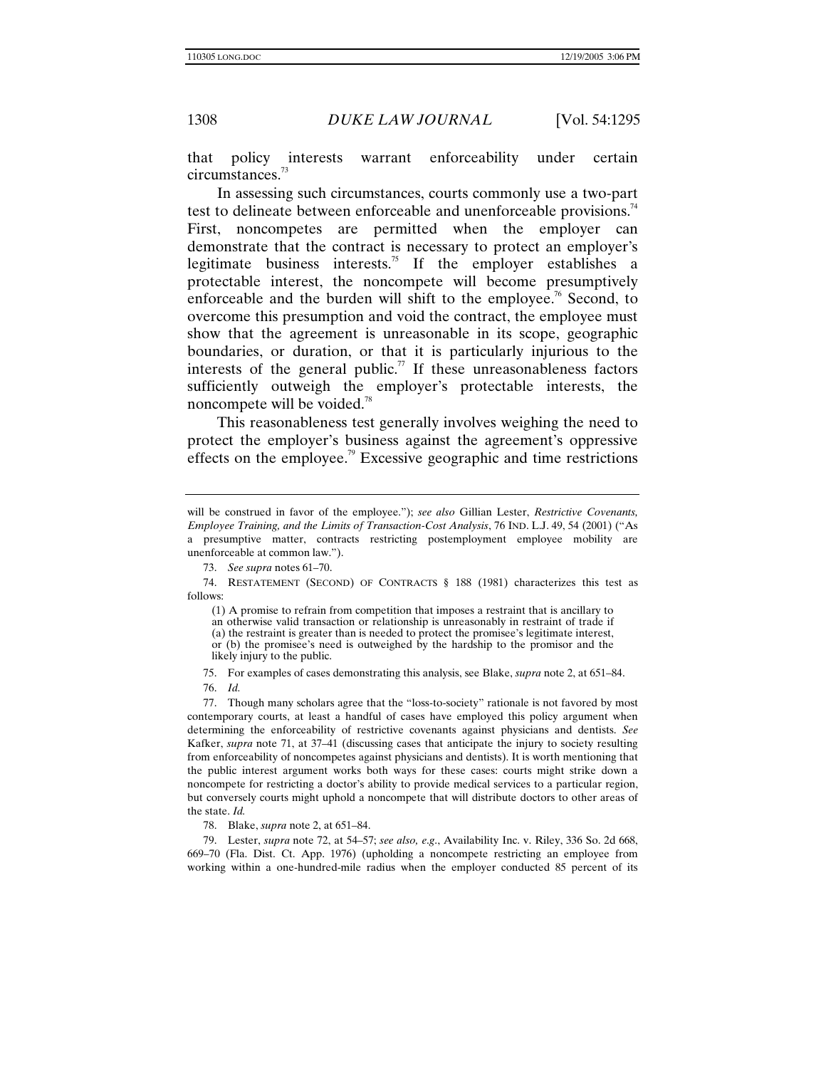that policy interests warrant enforceability under certain circumstances.[73]

In assessing such circumstances, courts commonly use a two-part test to delineate between enforceable and unenforceable provisions.[74] First, noncompetes are permitted when the employer can demonstrate that the contract is necessary to protect an employer's legitimate business interests.[75] If the employer establishes a protectable interest, the noncompete will become presumptively enforceable and the burden will shift to the employee.[76] Second, to overcome this presumption and void the contract, the employee must show that the agreement is unreasonable in its scope, geographic boundaries, or duration, or that it is particularly injurious to the interests of the general public.[77] If these unreasonableness factors sufficiently outweigh the employer's protectable interests, the noncompete will be voided.[78]

This reasonableness test generally involves weighing the need to protect the employer's business against the agreement's oppressive effects on the employee.[79] Excessive geographic and time restrictions

---

will be construed in favor of the employee."); *see also* Gillian Lester, *Restrictive Covenants, Employee Training, and the Limits of Transaction-Cost Analysis*, 76 IND. L.J. 49, 54 (2001) ("As a presumptive matter, contracts restricting postemployment employee mobility are unenforceable at common law.").

73. *See supra* notes 61–70.

74. RESTATEMENT (SECOND) OF CONTRACTS § 188 (1981) characterizes this test as follows:

> (1) A promise to refrain from competition that imposes a restraint that is ancillary to an otherwise valid transaction or relationship is unreasonably in restraint of trade if (a) the restraint is greater than is needed to protect the promisee's legitimate interest, or (b) the promisee's need is outweighed by the hardship to the promisor and the likely injury to the public.

75. For examples of cases demonstrating this analysis, see Blake, *supra* note 2, at 651–84.

76. *Id.*

77. Though many scholars agree that the "loss-to-society" rationale is not favored by most contemporary courts, at least a handful of cases have employed this policy argument when determining the enforceability of restrictive covenants against physicians and dentists. *See* Kafker, *supra* note 71, at 37–41 (discussing cases that anticipate the injury to society resulting from enforceability of noncompetes against physicians and dentists). It is worth mentioning that the public interest argument works both ways for these cases: courts might strike down a noncompete for restricting a doctor's ability to provide medical services to a particular region, but conversely courts might uphold a noncompete that will distribute doctors to other areas of the state. *Id.*

78. Blake, *supra* note 2, at 651–84.

79. Lester, *supra* note 72, at 54–57; *see also, e.g.*, Availability Inc. v. Riley, 336 So. 2d 668, 669–70 (Fla. Dist. Ct. App. 1976) (upholding a noncompete restricting an employee from working within a one-hundred-mile radius when the employer conducted 85 percent of its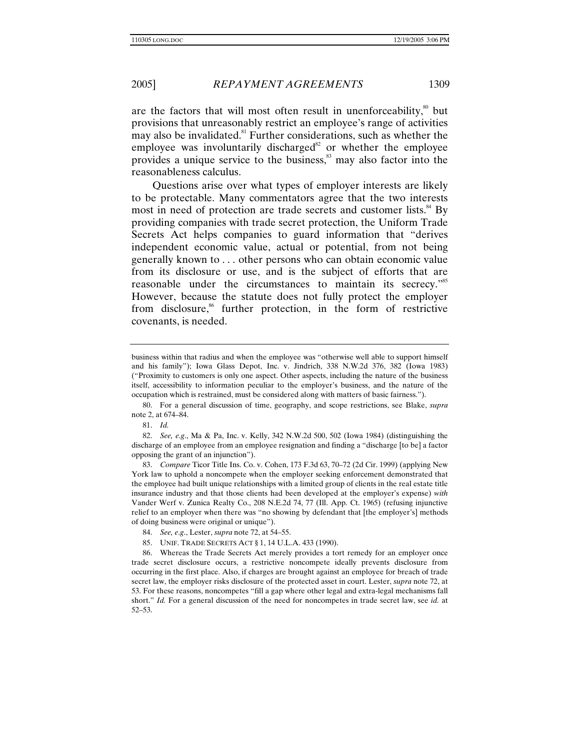are the factors that will most often result in unenforceability,[80] but provisions that unreasonably restrict an employee's range of activities may also be invalidated.[81] Further considerations, such as whether the employee was involuntarily discharged[82] or whether the employee provides a unique service to the business,[83] may also factor into the reasonableness calculus.

Questions arise over what types of employer interests are likely to be protectable. Many commentators agree that the two interests most in need of protection are trade secrets and customer lists.[84] By providing companies with trade secret protection, the Uniform Trade Secrets Act helps companies to guard information that "derives independent economic value, actual or potential, from not being generally known to . . . other persons who can obtain economic value from its disclosure or use, and is the subject of efforts that are reasonable under the circumstances to maintain its secrecy."[85] However, because the statute does not fully protect the employer from disclosure,[86] further protection, in the form of restrictive covenants, is needed.

---

business within that radius and when the employee was "otherwise well able to support himself and his family"); Iowa Glass Depot, Inc. v. Jindrich, 338 N.W.2d 376, 382 (Iowa 1983) ("Proximity to customers is only one aspect. Other aspects, including the nature of the business itself, accessibility to information peculiar to the employer's business, and the nature of the occupation which is restrained, must be considered along with matters of basic fairness.").

80. For a general discussion of time, geography, and scope restrictions, see Blake, *supra* note 2, at 674–84.

81. *Id.*

82. *See, e.g.*, Ma & Pa, Inc. v. Kelly, 342 N.W.2d 500, 502 (Iowa 1984) (distinguishing the discharge of an employee from an employee resignation and finding a "discharge [to be] a factor opposing the grant of an injunction").

83. *Compare* Ticor Title Ins. Co. v. Cohen, 173 F.3d 63, 70–72 (2d Cir. 1999) (applying New York law to uphold a noncompete when the employer seeking enforcement demonstrated that the employee had built unique relationships with a limited group of clients in the real estate title insurance industry and that those clients had been developed at the employer's expense) *with* Vander Werf v. Zunica Realty Co., 208 N.E.2d 74, 77 (Ill. App. Ct. 1965) (refusing injunctive relief to an employer when there was "no showing by defendant that [the employer's] methods of doing business were original or unique").

84. *See, e.g.*, Lester, *supra* note 72, at 54–55.

85. UNIF. TRADE SECRETS ACT § 1, 14 U.L.A. 433 (1990).

86. Whereas the Trade Secrets Act merely provides a tort remedy for an employer once trade secret disclosure occurs, a restrictive noncompete ideally prevents disclosure from occurring in the first place. Also, if charges are brought against an employee for breach of trade secret law, the employer risks disclosure of the protected asset in court. Lester, *supra* note 72, at 53. For these reasons, noncompetes "fill a gap where other legal and extra-legal mechanisms fall short." *Id.* For a general discussion of the need for noncompetes in trade secret law, see *id.* at 52–53.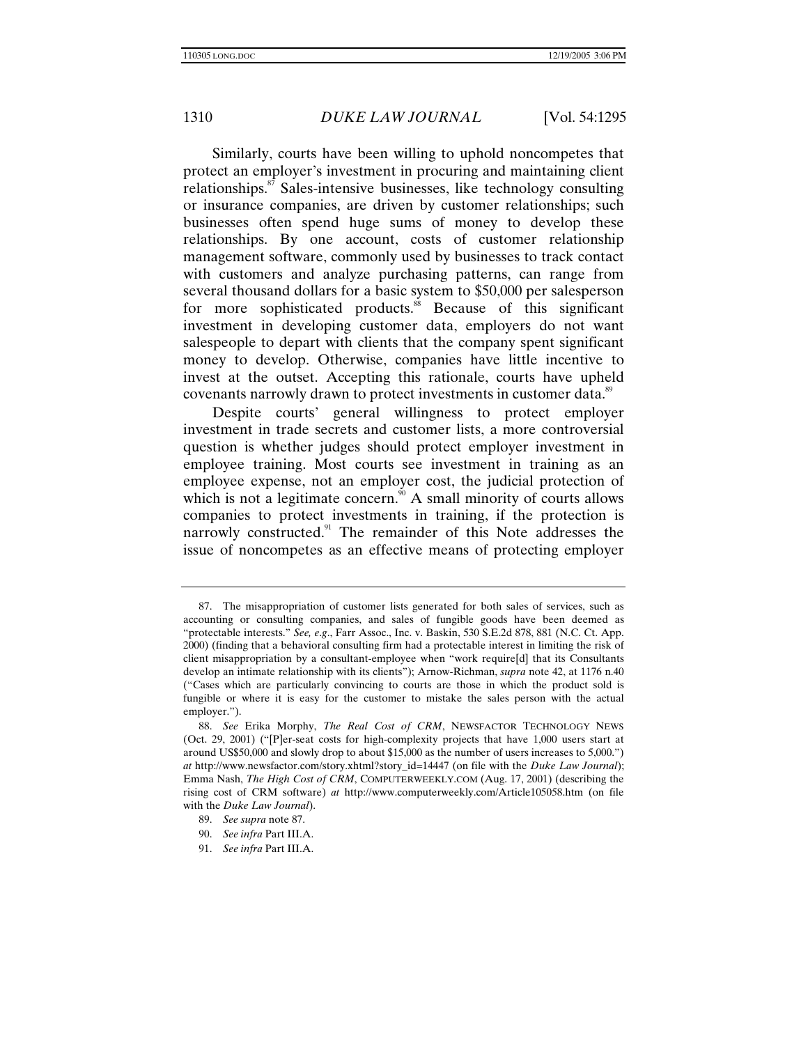Similarly, courts have been willing to uphold noncompetes that protect an employer's investment in procuring and maintaining client relationships.[87] Sales-intensive businesses, like technology consulting or insurance companies, are driven by customer relationships; such businesses often spend huge sums of money to develop these relationships. By one account, costs of customer relationship management software, commonly used by businesses to track contact with customers and analyze purchasing patterns, can range from several thousand dollars for a basic system to $50,000 per salesperson for more sophisticated products.[88] Because of this significant investment in developing customer data, employers do not want salespeople to depart with clients that the company spent significant money to develop. Otherwise, companies have little incentive to invest at the outset. Accepting this rationale, courts have upheld covenants narrowly drawn to protect investments in customer data.[89]

Despite courts' general willingness to protect employer investment in trade secrets and customer lists, a more controversial question is whether judges should protect employer investment in employee training. Most courts see investment in training as an employee expense, not an employer cost, the judicial protection of which is not a legitimate concern.[90] A small minority of courts allows companies to protect investments in training, if the protection is narrowly constructed.[91] The remainder of this Note addresses the issue of noncompetes as an effective means of protecting employer

---

87. The misappropriation of customer lists generated for both sales of services, such as accounting or consulting companies, and sales of fungible goods have been deemed as "protectable interests." *See, e.g.*, Farr Assoc., Inc. v. Baskin, 530 S.E.2d 878, 881 (N.C. Ct. App. 2000) (finding that a behavioral consulting firm had a protectable interest in limiting the risk of client misappropriation by a consultant-employee when "work require[d] that its Consultants develop an intimate relationship with its clients"); Arnow-Richman, *supra* note 42, at 1176 n.40 ("Cases which are particularly convincing to courts are those in which the product sold is fungible or where it is easy for the customer to mistake the sales person with the actual employer.").

88. *See* Erika Morphy, *The Real Cost of CRM*, NEWSFACTOR TECHNOLOGY NEWS (Oct. 29, 2001) ("[P]er-seat costs for high-complexity projects that have 1,000 users start at around US$50,000 and slowly drop to about $15,000 as the number of users increases to 5,000.") *at* http://www.newsfactor.com/story.xhtml?story_id=14447 (on file with the *Duke Law Journal*); Emma Nash, *The High Cost of CRM*, COMPUTERWEEKLY.COM (Aug. 17, 2001) (describing the rising cost of CRM software) *at* http://www.computerweekly.com/Article105058.htm (on file with the *Duke Law Journal*).

89. *See supra* note 87.

90. *See infra* Part III.A.

91. *See infra* Part III.A.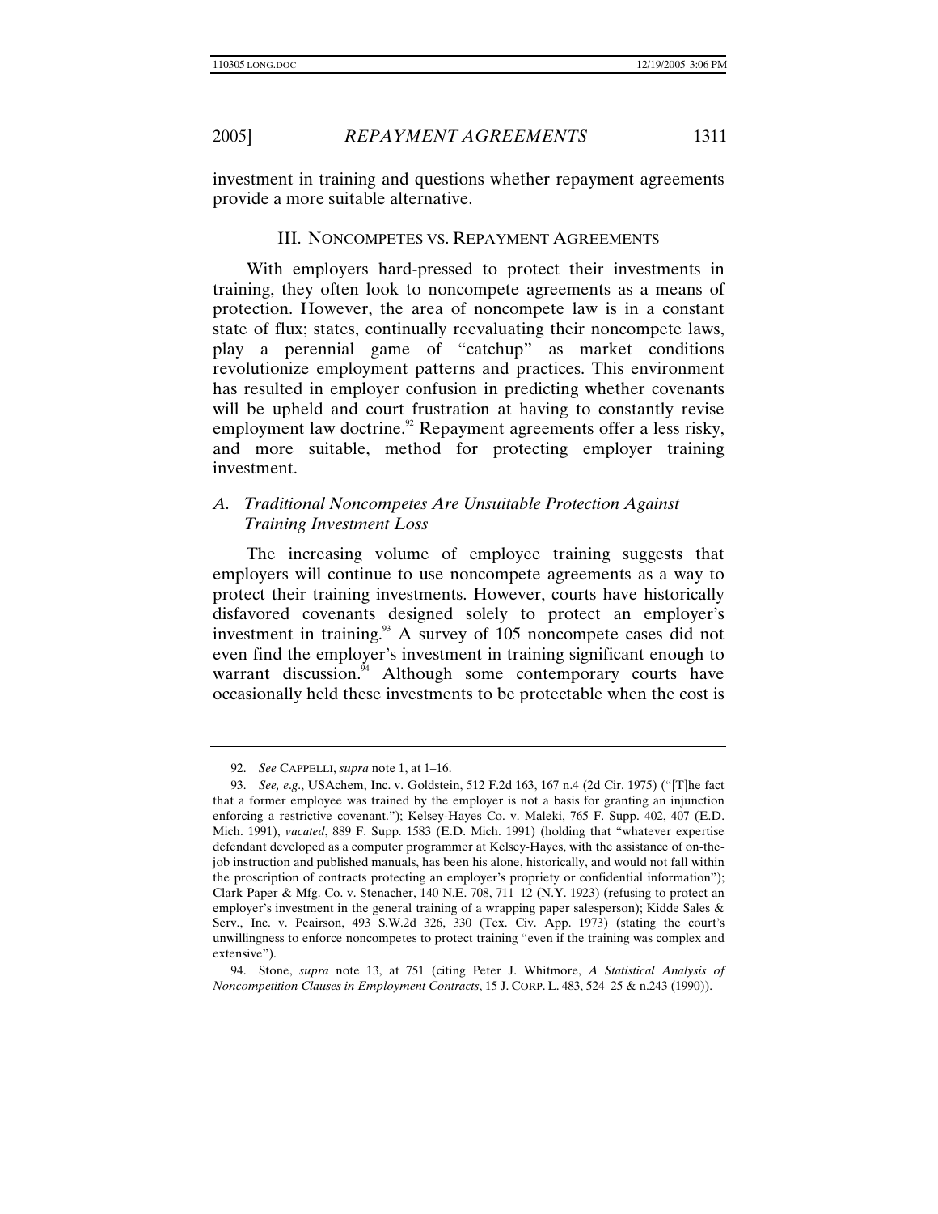investment in training and questions whether repayment agreements provide a more suitable alternative.

## III. NONCOMPETES VS. REPAYMENT AGREEMENTS

With employers hard-pressed to protect their investments in training, they often look to noncompete agreements as a means of protection. However, the area of noncompete law is in a constant state of flux; states, continually reevaluating their noncompete laws, play a perennial game of "catchup" as market conditions revolutionize employment patterns and practices. This environment has resulted in employer confusion in predicting whether covenants will be upheld and court frustration at having to constantly revise employment law doctrine.[92] Repayment agreements offer a less risky, and more suitable, method for protecting employer training investment.

### *A. Traditional Noncompetes Are Unsuitable Protection Against Training Investment Loss*

The increasing volume of employee training suggests that employers will continue to use noncompete agreements as a way to protect their training investments. However, courts have historically disfavored covenants designed solely to protect an employer's investment in training.[93] A survey of 105 noncompete cases did not even find the employer's investment in training significant enough to warrant discussion.[94] Although some contemporary courts have occasionally held these investments to be protectable when the cost is

---

92. *See* CAPPELLI, *supra* note 1, at 1–16.

93. *See, e.g.*, USAchem, Inc. v. Goldstein, 512 F.2d 163, 167 n.4 (2d Cir. 1975) ("[T]he fact that a former employee was trained by the employer is not a basis for granting an injunction enforcing a restrictive covenant."); Kelsey-Hayes Co. v. Maleki, 765 F. Supp. 402, 407 (E.D. Mich. 1991), *vacated*, 889 F. Supp. 1583 (E.D. Mich. 1991) (holding that "whatever expertise defendant developed as a computer programmer at Kelsey-Hayes, with the assistance of on-the-job instruction and published manuals, has been his alone, historically, and would not fall within the proscription of contracts protecting an employer's propriety or confidential information"); Clark Paper & Mfg. Co. v. Stenacher, 140 N.E. 708, 711–12 (N.Y. 1923) (refusing to protect an employer's investment in the general training of a wrapping paper salesperson); Kidde Sales & Serv., Inc. v. Peairson, 493 S.W.2d 326, 330 (Tex. Civ. App. 1973) (stating the court's unwillingness to enforce noncompetes to protect training "even if the training was complex and extensive").

94. Stone, *supra* note 13, at 751 (citing Peter J. Whitmore, *A Statistical Analysis of Noncompetition Clauses in Employment Contracts*, 15 J. CORP. L. 483, 524–25 & n.243 (1990)).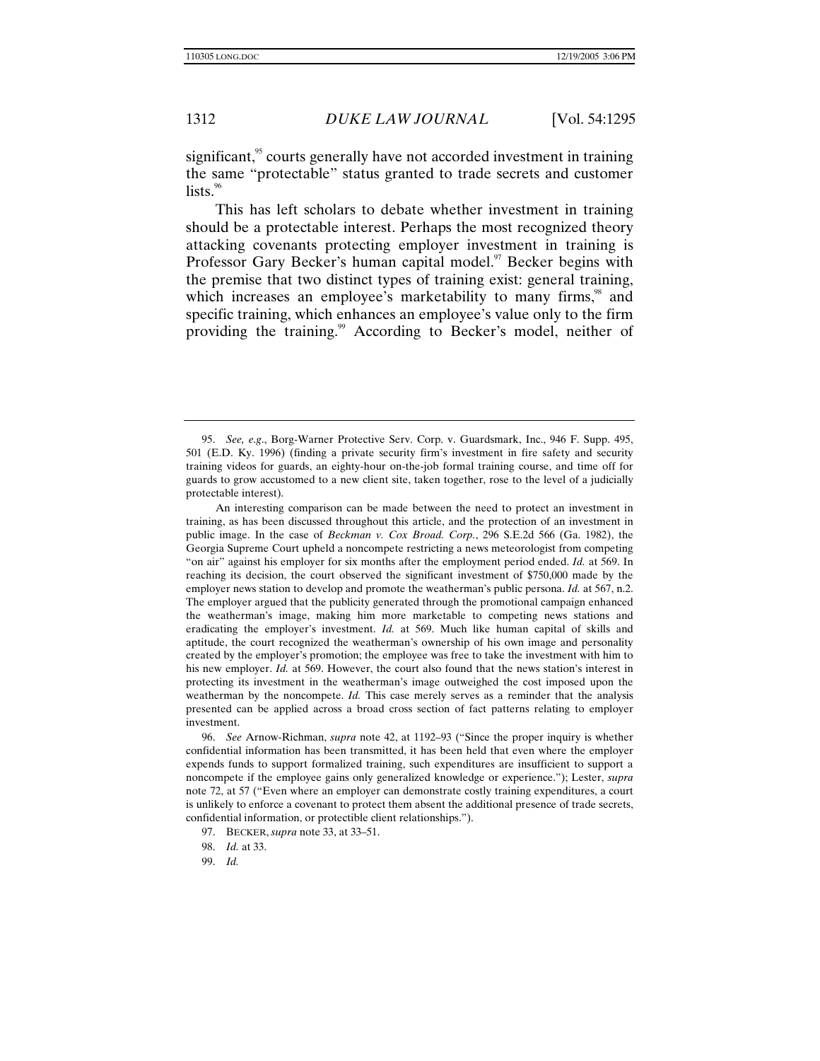significant,[95] courts generally have not accorded investment in training the same "protectable" status granted to trade secrets and customer lists.[96]

This has left scholars to debate whether investment in training should be a protectable interest. Perhaps the most recognized theory attacking covenants protecting employer investment in training is Professor Gary Becker's human capital model.[97] Becker begins with the premise that two distinct types of training exist: general training, which increases an employee's marketability to many firms,[98] and specific training, which enhances an employee's value only to the firm providing the training.[99] According to Becker's model, neither of

---

95. *See, e.g.*, Borg-Warner Protective Serv. Corp. v. Guardsmark, Inc., 946 F. Supp. 495, 501 (E.D. Ky. 1996) (finding a private security firm's investment in fire safety and security training videos for guards, an eighty-hour on-the-job formal training course, and time off for guards to grow accustomed to a new client site, taken together, rose to the level of a judicially protectable interest).

An interesting comparison can be made between the need to protect an investment in training, as has been discussed throughout this article, and the protection of an investment in public image. In the case of *Beckman v. Cox Broad. Corp.*, 296 S.E.2d 566 (Ga. 1982), the Georgia Supreme Court upheld a noncompete restricting a news meteorologist from competing "on air" against his employer for six months after the employment period ended. *Id.* at 569. In reaching its decision, the court observed the significant investment of $750,000 made by the employer news station to develop and promote the weatherman's public persona. *Id.* at 567, n.2. The employer argued that the publicity generated through the promotional campaign enhanced the weatherman's image, making him more marketable to competing news stations and eradicating the employer's investment. *Id.* at 569. Much like human capital of skills and aptitude, the court recognized the weatherman's ownership of his own image and personality created by the employer's promotion; the employee was free to take the investment with him to his new employer. *Id.* at 569. However, the court also found that the news station's interest in protecting its investment in the weatherman's image outweighed the cost imposed upon the weatherman by the noncompete. *Id.* This case merely serves as a reminder that the analysis presented can be applied across a broad cross section of fact patterns relating to employer investment.

96. *See* Arnow-Richman, *supra* note 42, at 1192–93 ("Since the proper inquiry is whether confidential information has been transmitted, it has been held that even where the employer expends funds to support formalized training, such expenditures are insufficient to support a noncompete if the employee gains only generalized knowledge or experience."); Lester, *supra* note 72, at 57 ("Even where an employer can demonstrate costly training expenditures, a court is unlikely to enforce a covenant to protect them absent the additional presence of trade secrets, confidential information, or protectible client relationships.").

97. BECKER, *supra* note 33, at 33–51.

98. *Id.* at 33.

99. *Id.*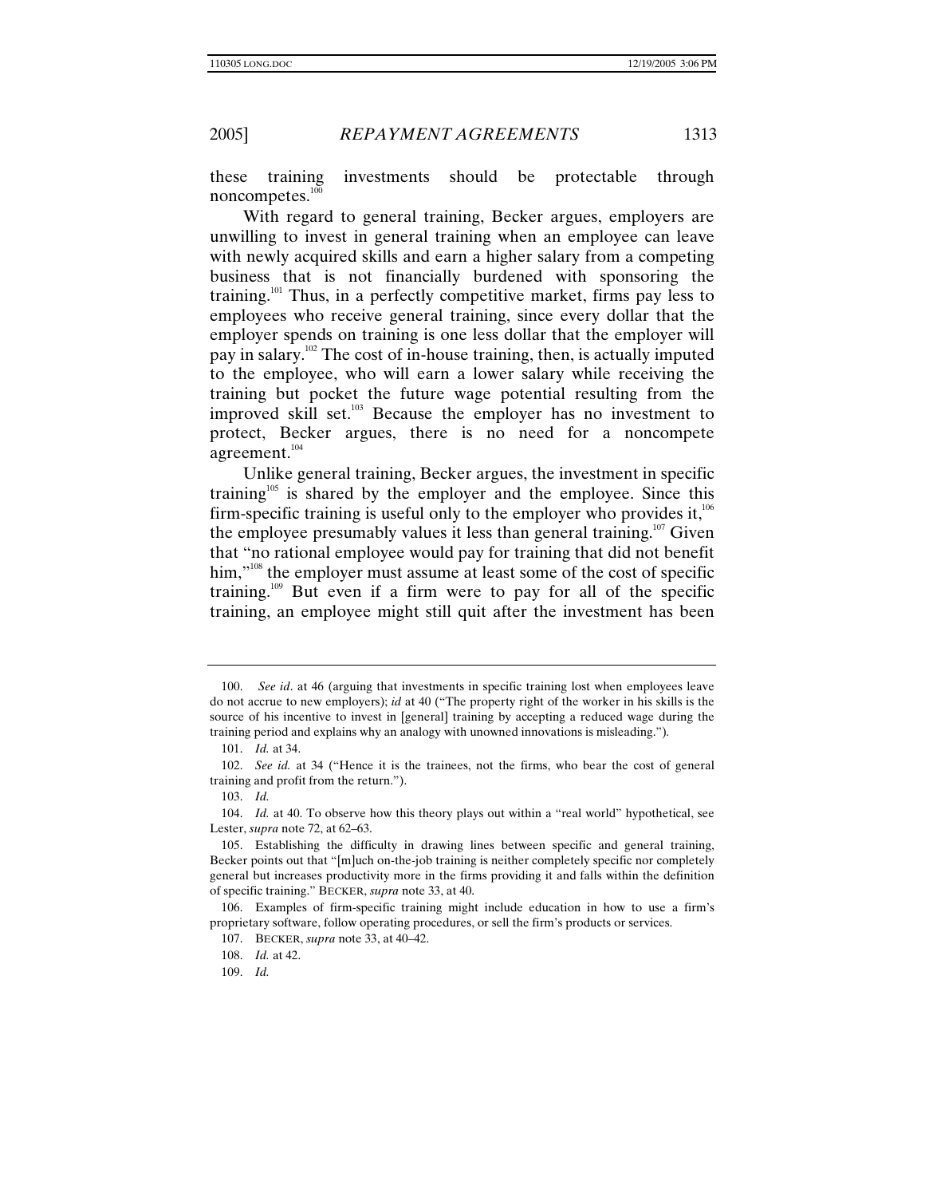these training investments should be protectable through noncompetes.[100]

With regard to general training, Becker argues, employers are unwilling to invest in general training when an employee can leave with newly acquired skills and earn a higher salary from a competing business that is not financially burdened with sponsoring the training.[101] Thus, in a perfectly competitive market, firms pay less to employees who receive general training, since every dollar that the employer spends on training is one less dollar that the employer will pay in salary.[102] The cost of in-house training, then, is actually imputed to the employee, who will earn a lower salary while receiving the training but pocket the future wage potential resulting from the improved skill set.[103] Because the employer has no investment to protect, Becker argues, there is no need for a noncompete agreement.[104]

Unlike general training, Becker argues, the investment in specific training[105] is shared by the employer and the employee. Since this firm-specific training is useful only to the employer who provides it,[106] the employee presumably values it less than general training.[107] Given that "no rational employee would pay for training that did not benefit him,"[108] the employer must assume at least some of the cost of specific training.[109] But even if a firm were to pay for all of the specific training, an employee might still quit after the investment has been

---

100. *See id*. at 46 (arguing that investments in specific training lost when employees leave do not accrue to new employers); *id* at 40 ("The property right of the worker in his skills is the source of his incentive to invest in [general] training by accepting a reduced wage during the training period and explains why an analogy with unowned innovations is misleading.").

101. *Id.* at 34.

102. *See id.* at 34 ("Hence it is the trainees, not the firms, who bear the cost of general training and profit from the return.").

103. *Id.*

104. *Id.* at 40. To observe how this theory plays out within a "real world" hypothetical, see Lester, *supra* note 72, at 62–63.

105. Establishing the difficulty in drawing lines between specific and general training, Becker points out that "[m]uch on-the-job training is neither completely specific nor completely general but increases productivity more in the firms providing it and falls within the definition of specific training." BECKER, *supra* note 33, at 40.

106. Examples of firm-specific training might include education in how to use a firm's proprietary software, follow operating procedures, or sell the firm's products or services.

107. BECKER, *supra* note 33, at 40–42.

108. *Id.* at 42.

109. *Id.*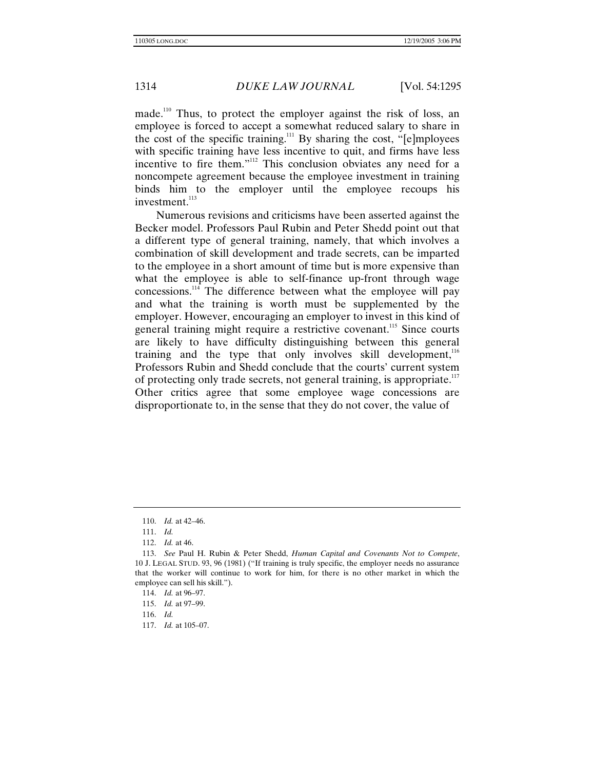made.[110] Thus, to protect the employer against the risk of loss, an employee is forced to accept a somewhat reduced salary to share in the cost of the specific training.[111] By sharing the cost, "[e]mployees with specific training have less incentive to quit, and firms have less incentive to fire them."[112] This conclusion obviates any need for a noncompete agreement because the employee investment in training binds him to the employer until the employee recoups his investment.[113]

Numerous revisions and criticisms have been asserted against the Becker model. Professors Paul Rubin and Peter Shedd point out that a different type of general training, namely, that which involves a combination of skill development and trade secrets, can be imparted to the employee in a short amount of time but is more expensive than what the employee is able to self-finance up-front through wage concessions.[114] The difference between what the employee will pay and what the training is worth must be supplemented by the employer. However, encouraging an employer to invest in this kind of general training might require a restrictive covenant.[115] Since courts are likely to have difficulty distinguishing between this general training and the type that only involves skill development,[116] Professors Rubin and Shedd conclude that the courts' current system of protecting only trade secrets, not general training, is appropriate.[117] Other critics agree that some employee wage concessions are disproportionate to, in the sense that they do not cover, the value of

---

110. *Id.* at 42–46.

111. *Id.*

112. *Id.* at 46.

113. *See* Paul H. Rubin & Peter Shedd, *Human Capital and Covenants Not to Compete*, 10 J. LEGAL STUD. 93, 96 (1981) ("If training is truly specific, the employer needs no assurance that the worker will continue to work for him, for there is no other market in which the employee can sell his skill.").

114. *Id.* at 96–97.

115. *Id.* at 97–99.

116. *Id.*

117. *Id.* at 105–07.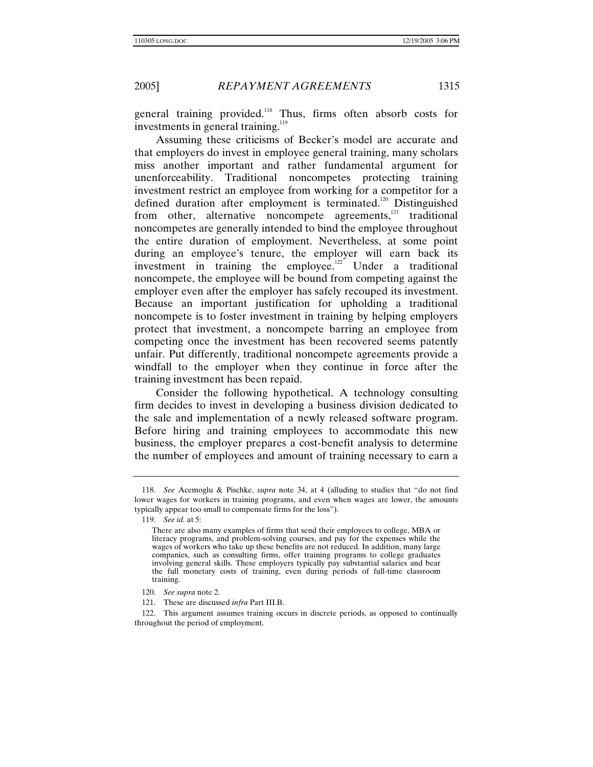general training provided.[118] Thus, firms often absorb costs for investments in general training.[119]

Assuming these criticisms of Becker's model are accurate and that employers do invest in employee general training, many scholars miss another important and rather fundamental argument for unenforceability. Traditional noncompetes protecting training investment restrict an employee from working for a competitor for a defined duration after employment is terminated.[120] Distinguished from other, alternative noncompete agreements,[121] traditional noncompetes are generally intended to bind the employee throughout the entire duration of employment. Nevertheless, at some point during an employee's tenure, the employer will earn back its investment in training the employee.[122] Under a traditional noncompete, the employee will be bound from competing against the employer even after the employer has safely recouped its investment. Because an important justification for upholding a traditional noncompete is to foster investment in training by helping employers protect that investment, a noncompete barring an employee from competing once the investment has been recovered seems patently unfair. Put differently, traditional noncompete agreements provide a windfall to the employer when they continue in force after the training investment has been repaid.

Consider the following hypothetical. A technology consulting firm decides to invest in developing a business division dedicated to the sale and implementation of a newly released software program. Before hiring and training employees to accommodate this new business, the employer prepares a cost-benefit analysis to determine the number of employees and amount of training necessary to earn a

---

118. *See* Acemoglu & Pischke, *supra* note 34, at 4 (alluding to studies that "do not find lower wages for workers in training programs, and even when wages are lower, the amounts typically appear too small to compensate firms for the loss").

119. *See id.* at 5:

> There are also many examples of firms that send their employees to college, MBA or literacy programs, and problem-solving courses, and pay for the expenses while the wages of workers who take up these benefits are not reduced. In addition, many large companies, such as consulting firms, offer training programs to college graduates involving general skills. These employers typically pay substantial salaries and bear the full monetary costs of training, even during periods of full-time classroom training.

120. *See supra* note 2.

121. These are discussed *infra* Part III.B.

122. This argument assumes training occurs in discrete periods, as opposed to continually throughout the period of employment.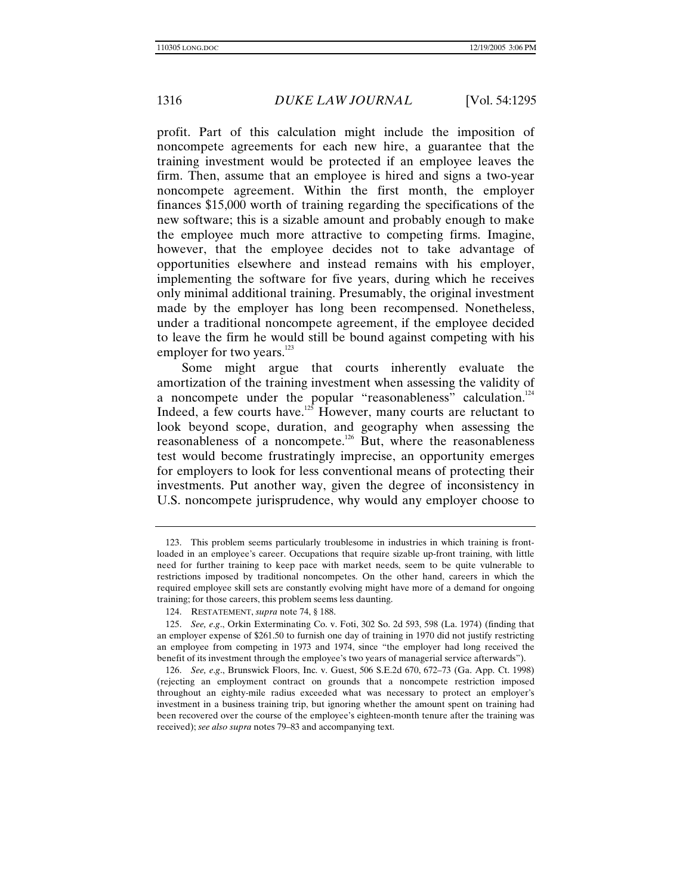profit. Part of this calculation might include the imposition of noncompete agreements for each new hire, a guarantee that the training investment would be protected if an employee leaves the firm. Then, assume that an employee is hired and signs a two-year noncompete agreement. Within the first month, the employer finances $15,000 worth of training regarding the specifications of the new software; this is a sizable amount and probably enough to make the employee much more attractive to competing firms. Imagine, however, that the employee decides not to take advantage of opportunities elsewhere and instead remains with his employer, implementing the software for five years, during which he receives only minimal additional training. Presumably, the original investment made by the employer has long been recompensed. Nonetheless, under a traditional noncompete agreement, if the employee decided to leave the firm he would still be bound against competing with his employer for two years.[123]

Some might argue that courts inherently evaluate the amortization of the training investment when assessing the validity of a noncompete under the popular "reasonableness" calculation.[124] Indeed, a few courts have.[125] However, many courts are reluctant to look beyond scope, duration, and geography when assessing the reasonableness of a noncompete.[126] But, where the reasonableness test would become frustratingly imprecise, an opportunity emerges for employers to look for less conventional means of protecting their investments. Put another way, given the degree of inconsistency in U.S. noncompete jurisprudence, why would any employer choose to

---

123. This problem seems particularly troublesome in industries in which training is front-loaded in an employee's career. Occupations that require sizable up-front training, with little need for further training to keep pace with market needs, seem to be quite vulnerable to restrictions imposed by traditional noncompetes. On the other hand, careers in which the required employee skill sets are constantly evolving might have more of a demand for ongoing training; for those careers, this problem seems less daunting.

124. RESTATEMENT, *supra* note 74, § 188.

125. *See, e.g.*, Orkin Exterminating Co. v. Foti, 302 So. 2d 593, 598 (La. 1974) (finding that an employer expense of $261.50 to furnish one day of training in 1970 did not justify restricting an employee from competing in 1973 and 1974, since "the employer had long received the benefit of its investment through the employee's two years of managerial service afterwards").

126. *See, e.g.*, Brunswick Floors, Inc. v. Guest, 506 S.E.2d 670, 672–73 (Ga. App. Ct. 1998) (rejecting an employment contract on grounds that a noncompete restriction imposed throughout an eighty-mile radius exceeded what was necessary to protect an employer's investment in a business training trip, but ignoring whether the amount spent on training had been recovered over the course of the employee's eighteen-month tenure after the training was received); *see also supra* notes 79–83 and accompanying text.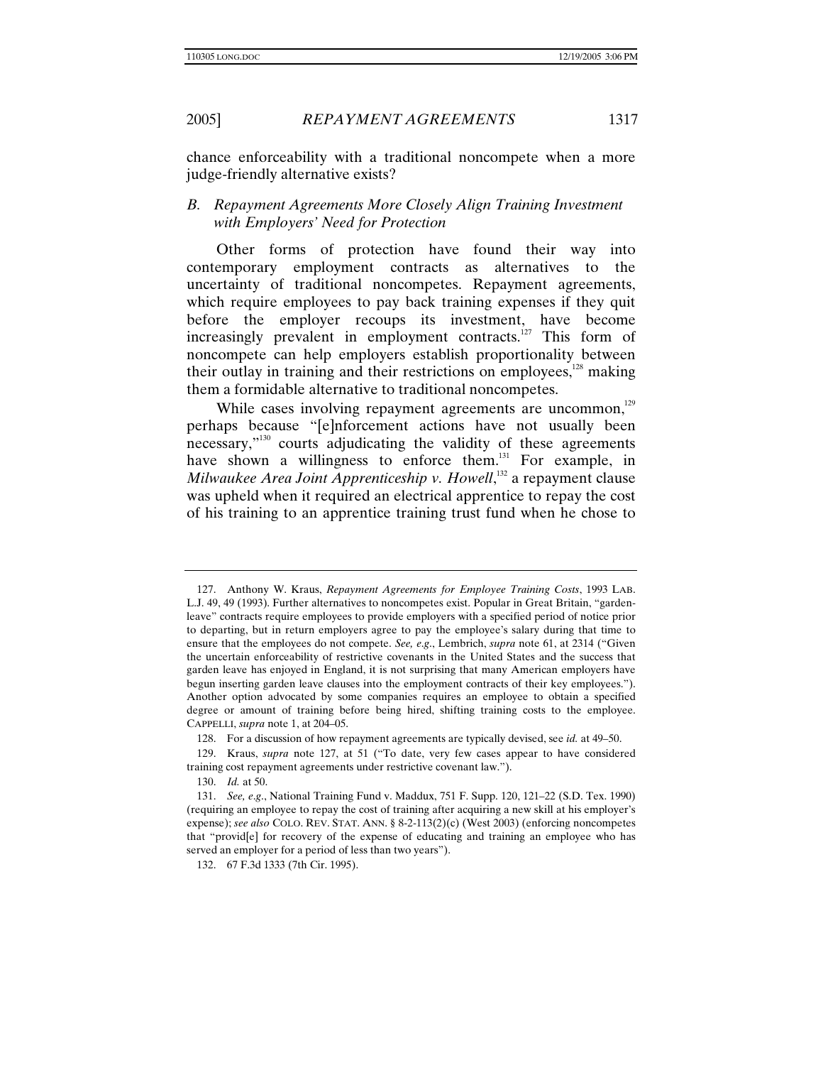chance enforceability with a traditional noncompete when a more judge-friendly alternative exists?

### *B. Repayment Agreements More Closely Align Training Investment with Employers' Need for Protection*

Other forms of protection have found their way into contemporary employment contracts as alternatives to the uncertainty of traditional noncompetes. Repayment agreements, which require employees to pay back training expenses if they quit before the employer recoups its investment, have become increasingly prevalent in employment contracts.[127] This form of noncompete can help employers establish proportionality between their outlay in training and their restrictions on employees,[128] making them a formidable alternative to traditional noncompetes.

While cases involving repayment agreements are uncommon,[129] perhaps because "[e]nforcement actions have not usually been necessary,"[130] courts adjudicating the validity of these agreements have shown a willingness to enforce them.[131] For example, in *Milwaukee Area Joint Apprenticeship v. Howell*,[132] a repayment clause was upheld when it required an electrical apprentice to repay the cost of his training to an apprentice training trust fund when he chose to

---

127. Anthony W. Kraus, *Repayment Agreements for Employee Training Costs*, 1993 LAB. L.J. 49, 49 (1993). Further alternatives to noncompetes exist. Popular in Great Britain, "garden-leave" contracts require employees to provide employers with a specified period of notice prior to departing, but in return employers agree to pay the employee's salary during that time to ensure that the employees do not compete. *See, e.g.*, Lembrich, *supra* note 61, at 2314 ("Given the uncertain enforceability of restrictive covenants in the United States and the success that garden leave has enjoyed in England, it is not surprising that many American employers have begun inserting garden leave clauses into the employment contracts of their key employees."). Another option advocated by some companies requires an employee to obtain a specified degree or amount of training before being hired, shifting training costs to the employee. CAPPELLI, *supra* note 1, at 204–05.

128. For a discussion of how repayment agreements are typically devised, see *id.* at 49–50.

129. Kraus, *supra* note 127, at 51 ("To date, very few cases appear to have considered training cost repayment agreements under restrictive covenant law.").

130. *Id.* at 50.

131. *See, e.g.*, National Training Fund v. Maddux, 751 F. Supp. 120, 121–22 (S.D. Tex. 1990) (requiring an employee to repay the cost of training after acquiring a new skill at his employer's expense); *see also* COLO. REV. STAT. ANN. § 8-2-113(2)(c) (West 2003) (enforcing noncompetes that "provid[e] for recovery of the expense of educating and training an employee who has served an employer for a period of less than two years").

132. 67 F.3d 1333 (7th Cir. 1995).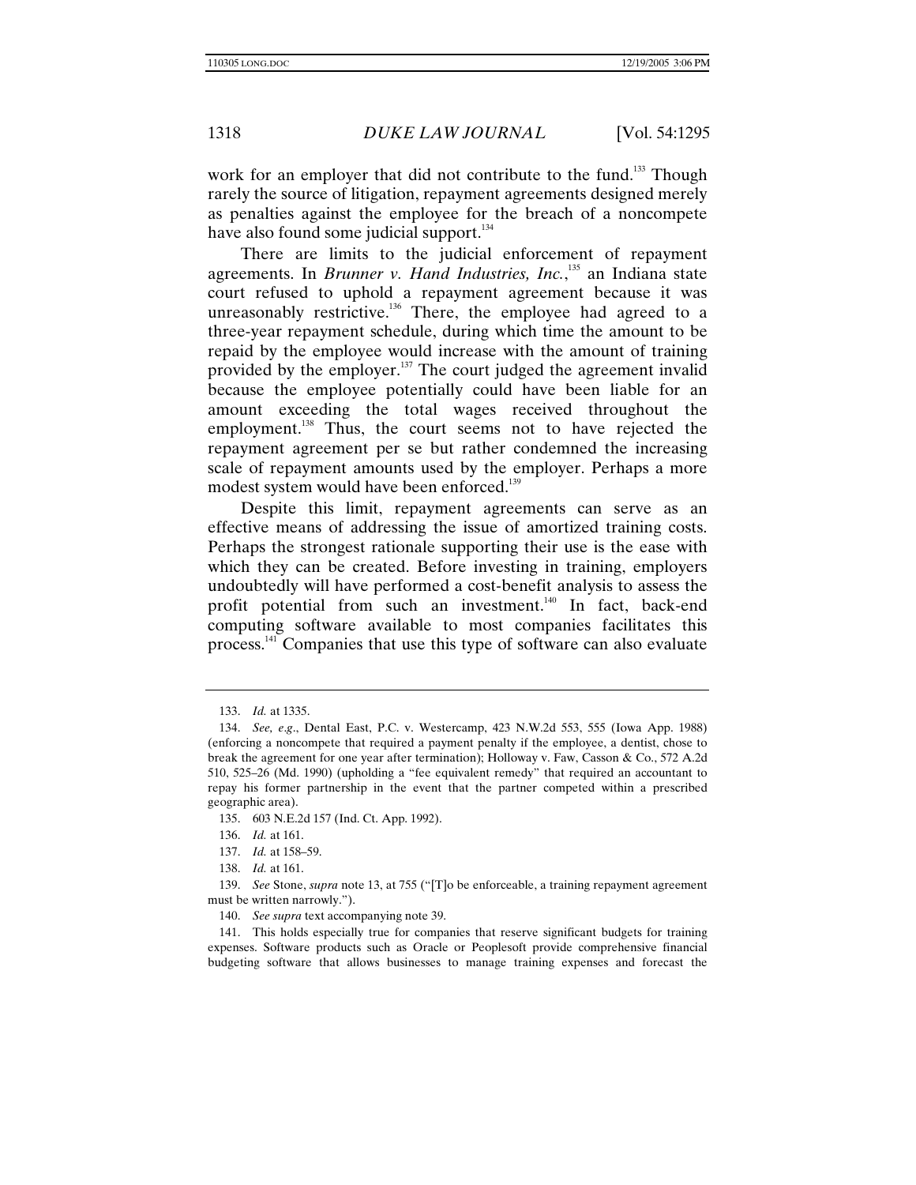work for an employer that did not contribute to the fund.[133] Though rarely the source of litigation, repayment agreements designed merely as penalties against the employee for the breach of a noncompete have also found some judicial support.[134]

There are limits to the judicial enforcement of repayment agreements. In *Brunner v. Hand Industries, Inc.*,[135] an Indiana state court refused to uphold a repayment agreement because it was unreasonably restrictive.[136] There, the employee had agreed to a three-year repayment schedule, during which time the amount to be repaid by the employee would increase with the amount of training provided by the employer.[137] The court judged the agreement invalid because the employee potentially could have been liable for an amount exceeding the total wages received throughout the employment.[138] Thus, the court seems not to have rejected the repayment agreement per se but rather condemned the increasing scale of repayment amounts used by the employer. Perhaps a more modest system would have been enforced.[139]

Despite this limit, repayment agreements can serve as an effective means of addressing the issue of amortized training costs. Perhaps the strongest rationale supporting their use is the ease with which they can be created. Before investing in training, employers undoubtedly will have performed a cost-benefit analysis to assess the profit potential from such an investment.[140] In fact, back-end computing software available to most companies facilitates this process.[141] Companies that use this type of software can also evaluate

---

133. *Id.* at 1335.

134. *See, e.g*., Dental East, P.C. v. Westercamp, 423 N.W.2d 553, 555 (Iowa App. 1988) (enforcing a noncompete that required a payment penalty if the employee, a dentist, chose to break the agreement for one year after termination); Holloway v. Faw, Casson & Co., 572 A.2d 510, 525–26 (Md. 1990) (upholding a "fee equivalent remedy" that required an accountant to repay his former partnership in the event that the partner competed within a prescribed geographic area).

135. 603 N.E.2d 157 (Ind. Ct. App. 1992).

136. *Id.* at 161.

137. *Id.* at 158–59.

138. *Id.* at 161.

139. *See* Stone, *supra* note 13, at 755 ("[T]o be enforceable, a training repayment agreement must be written narrowly.").

140. *See supra* text accompanying note 39.

141. This holds especially true for companies that reserve significant budgets for training expenses. Software products such as Oracle or Peoplesoft provide comprehensive financial budgeting software that allows businesses to manage training expenses and forecast the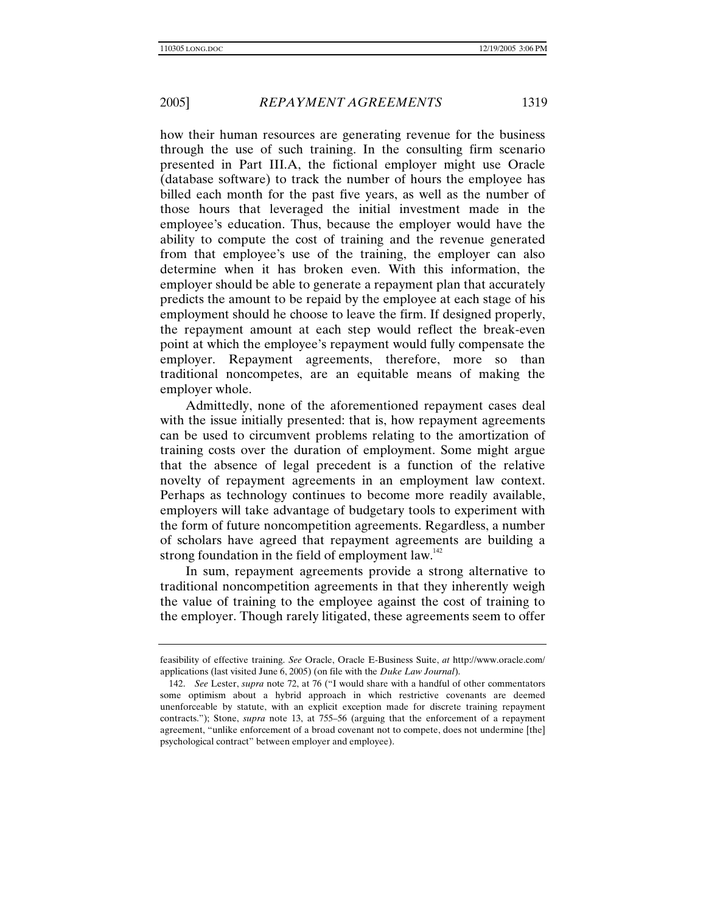how their human resources are generating revenue for the business through the use of such training. In the consulting firm scenario presented in Part III.A, the fictional employer might use Oracle (database software) to track the number of hours the employee has billed each month for the past five years, as well as the number of those hours that leveraged the initial investment made in the employee's education. Thus, because the employer would have the ability to compute the cost of training and the revenue generated from that employee's use of the training, the employer can also determine when it has broken even. With this information, the employer should be able to generate a repayment plan that accurately predicts the amount to be repaid by the employee at each stage of his employment should he choose to leave the firm. If designed properly, the repayment amount at each step would reflect the break-even point at which the employee's repayment would fully compensate the employer. Repayment agreements, therefore, more so than traditional noncompetes, are an equitable means of making the employer whole.

Admittedly, none of the aforementioned repayment cases deal with the issue initially presented: that is, how repayment agreements can be used to circumvent problems relating to the amortization of training costs over the duration of employment. Some might argue that the absence of legal precedent is a function of the relative novelty of repayment agreements in an employment law context. Perhaps as technology continues to become more readily available, employers will take advantage of budgetary tools to experiment with the form of future noncompetition agreements. Regardless, a number of scholars have agreed that repayment agreements are building a strong foundation in the field of employment law.[142]

In sum, repayment agreements provide a strong alternative to traditional noncompetition agreements in that they inherently weigh the value of training to the employee against the cost of training to the employer. Though rarely litigated, these agreements seem to offer

---

feasibility of effective training. *See* Oracle, Oracle E-Business Suite, *at* http://www.oracle.com/applications (last visited June 6, 2005) (on file with the *Duke Law Journal*).

142. *See* Lester, *supra* note 72, at 76 ("I would share with a handful of other commentators some optimism about a hybrid approach in which restrictive covenants are deemed unenforceable by statute, with an explicit exception made for discrete training repayment contracts."); Stone, *supra* note 13, at 755–56 (arguing that the enforcement of a repayment agreement, "unlike enforcement of a broad covenant not to compete, does not undermine [the] psychological contract" between employer and employee).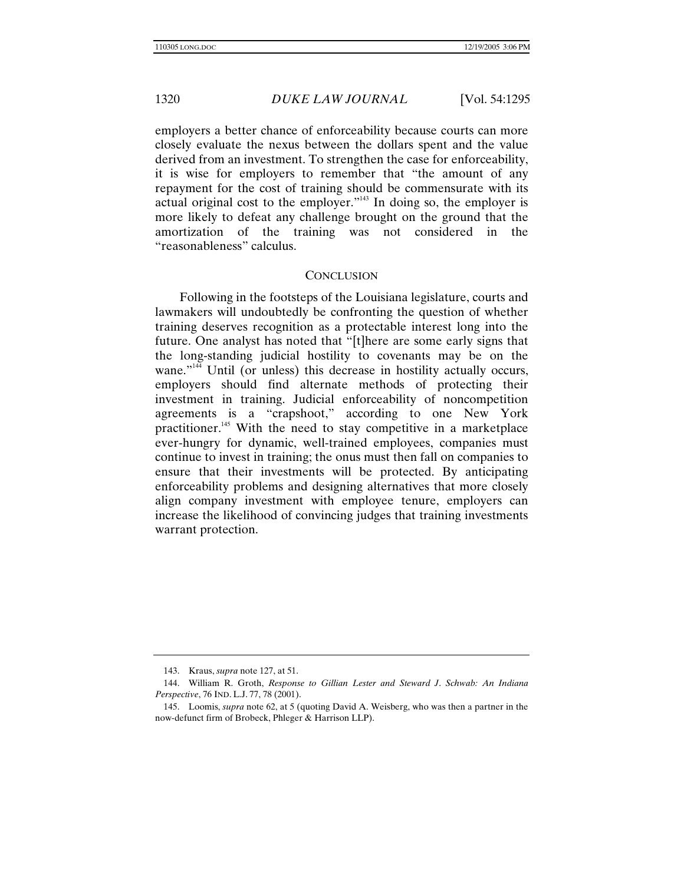employers a better chance of enforceability because courts can more closely evaluate the nexus between the dollars spent and the value derived from an investment. To strengthen the case for enforceability, it is wise for employers to remember that "the amount of any repayment for the cost of training should be commensurate with its actual original cost to the employer."[143] In doing so, the employer is more likely to defeat any challenge brought on the ground that the amortization of the training was not considered in the "reasonableness" calculus.

## CONCLUSION

Following in the footsteps of the Louisiana legislature, courts and lawmakers will undoubtedly be confronting the question of whether training deserves recognition as a protectable interest long into the future. One analyst has noted that "[t]here are some early signs that the long-standing judicial hostility to covenants may be on the wane."[144] Until (or unless) this decrease in hostility actually occurs, employers should find alternate methods of protecting their investment in training. Judicial enforceability of noncompetition agreements is a "crapshoot," according to one New York practitioner.[145] With the need to stay competitive in a marketplace ever-hungry for dynamic, well-trained employees, companies must continue to invest in training; the onus must then fall on companies to ensure that their investments will be protected. By anticipating enforceability problems and designing alternatives that more closely align company investment with employee tenure, employers can increase the likelihood of convincing judges that training investments warrant protection.

---

143. Kraus, *supra* note 127, at 51.

144. William R. Groth, *Response to Gillian Lester and Steward J. Schwab: An Indiana Perspective*, 76 IND. L.J. 77, 78 (2001).

145. Loomis, *supra* note 62, at 5 (quoting David A. Weisberg, who was then a partner in the now-defunct firm of Brobeck, Phleger & Harrison LLP).